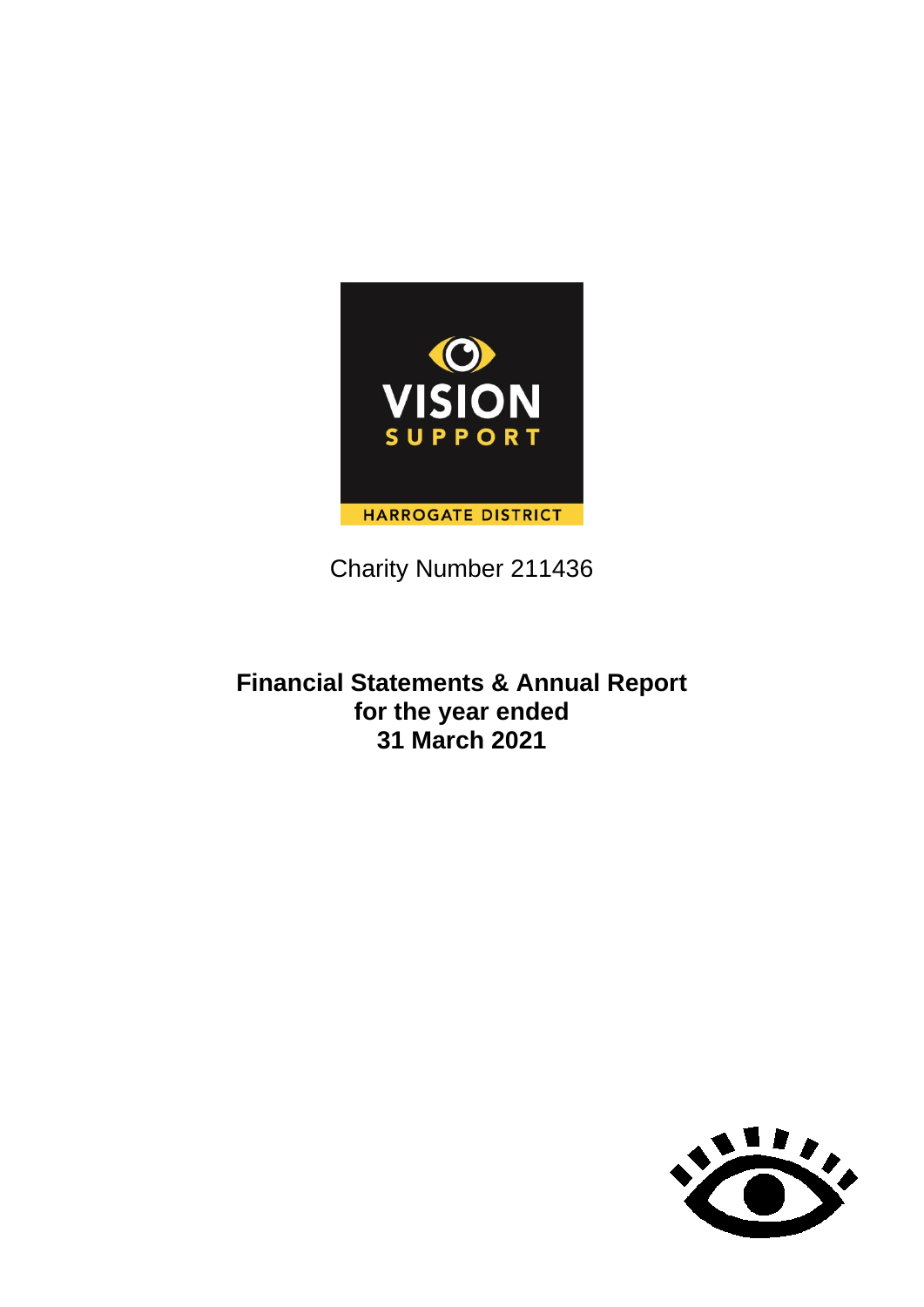VISION SUPPORT

HARROGATE DISTRICT

Charity Number 211436

**Financial Statements & Annual Report**
**for the year ended**
**31 March 2021**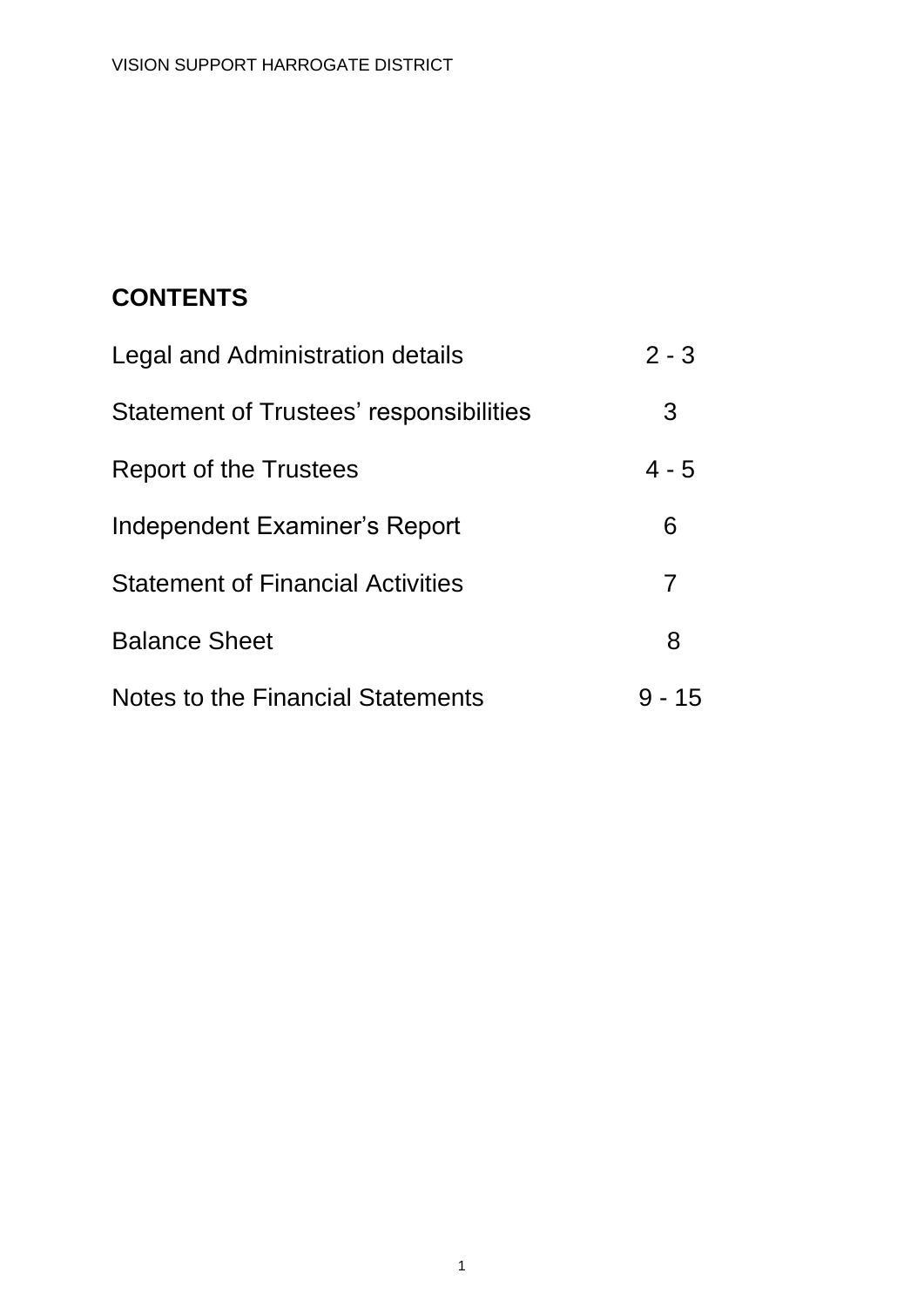## CONTENTS

| | |
|---|---|
| Legal and Administration details | 2 - 3 |
| Statement of Trustees' responsibilities | 3 |
| Report of the Trustees | 4 - 5 |
| Independent Examiner's Report | 6 |
| Statement of Financial Activities | 7 |
| Balance Sheet | 8 |
| Notes to the Financial Statements | 9 - 15 |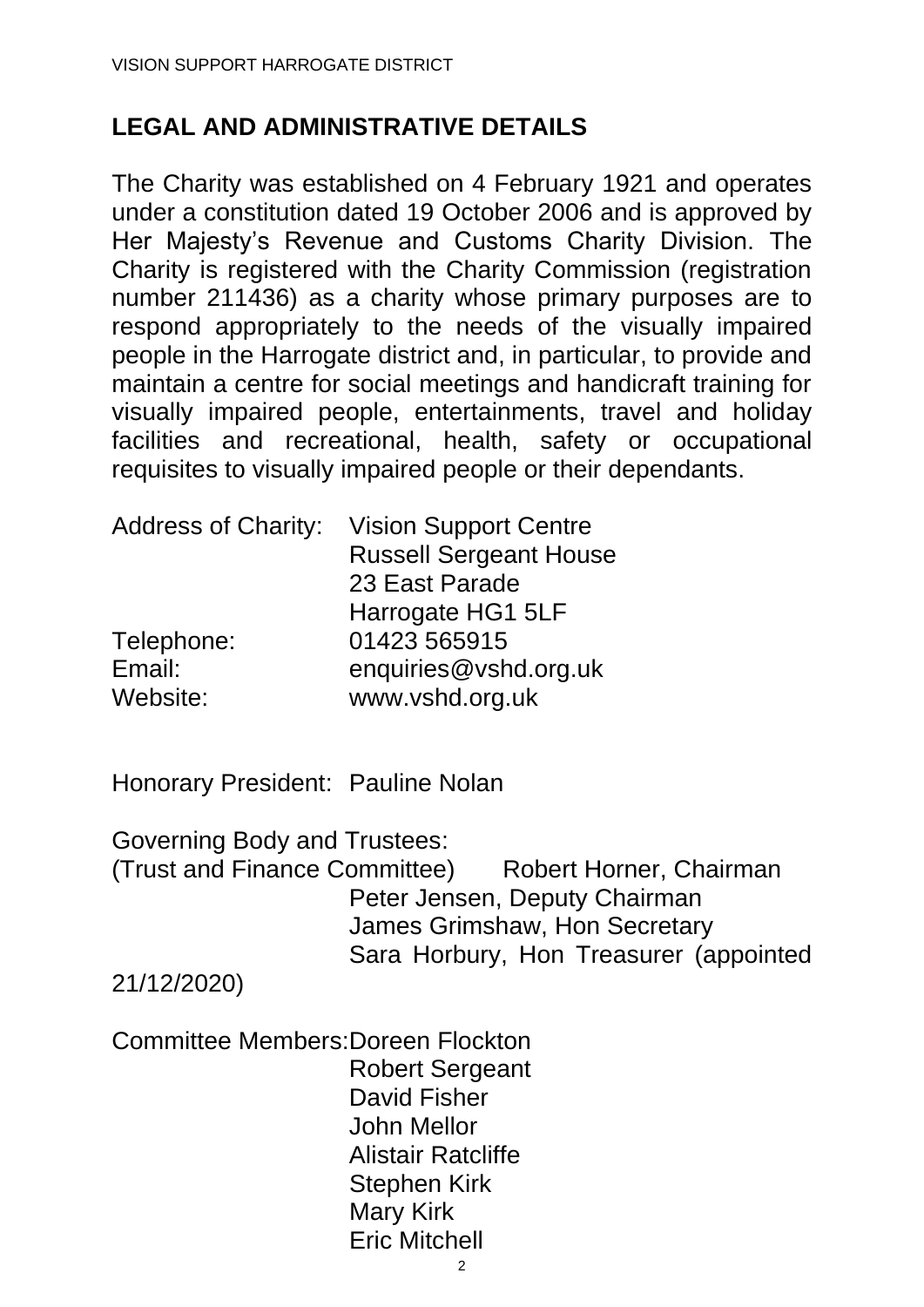## LEGAL AND ADMINISTRATIVE DETAILS

The Charity was established on 4 February 1921 and operates under a constitution dated 19 October 2006 and is approved by Her Majesty's Revenue and Customs Charity Division. The Charity is registered with the Charity Commission (registration number 211436) as a charity whose primary purposes are to respond appropriately to the needs of the visually impaired people in the Harrogate district and, in particular, to provide and maintain a centre for social meetings and handicraft training for visually impaired people, entertainments, travel and holiday facilities and recreational, health, safety or occupational requisites to visually impaired people or their dependants.

Address of Charity: Vision Support Centre
Russell Sergeant House
23 East Parade
Harrogate HG1 5LF

Telephone: 01423 565915
Email: enquiries@vshd.org.uk
Website: www.vshd.org.uk

Honorary President: Pauline Nolan

Governing Body and Trustees:
(Trust and Finance Committee) Robert Horner, Chairman
Peter Jensen, Deputy Chairman
James Grimshaw, Hon Secretary
Sara Horbury, Hon Treasurer (appointed 21/12/2020)

Committee Members: Doreen Flockton
Robert Sergeant
David Fisher
John Mellor
Alistair Ratcliffe
Stephen Kirk
Mary Kirk
Eric Mitchell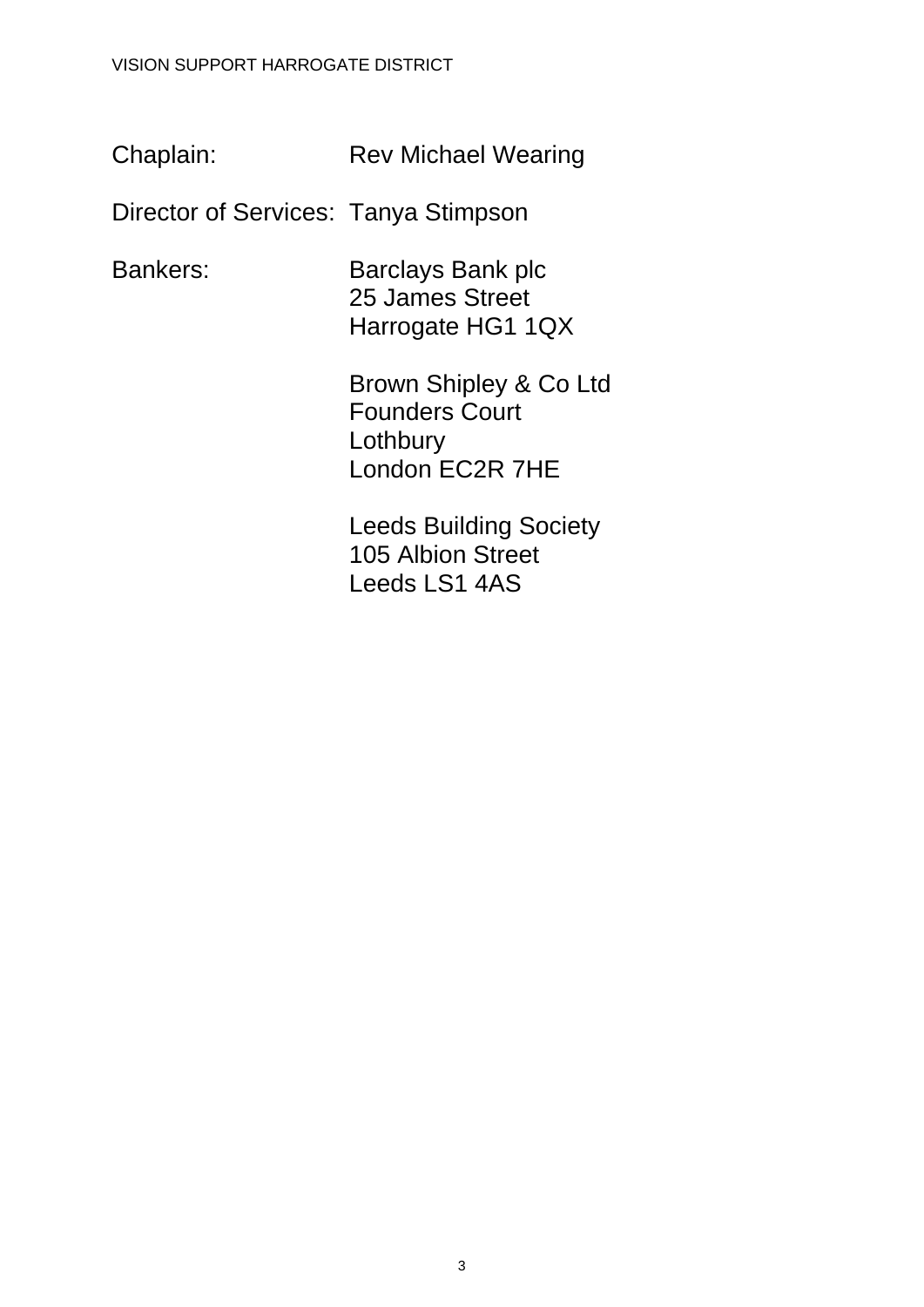Chaplain: Rev Michael Wearing

Director of Services: Tanya Stimpson

Bankers: Barclays Bank plc
25 James Street
Harrogate HG1 1QX

Brown Shipley & Co Ltd
Founders Court
Lothbury
London EC2R 7HE

Leeds Building Society
105 Albion Street
Leeds LS1 4AS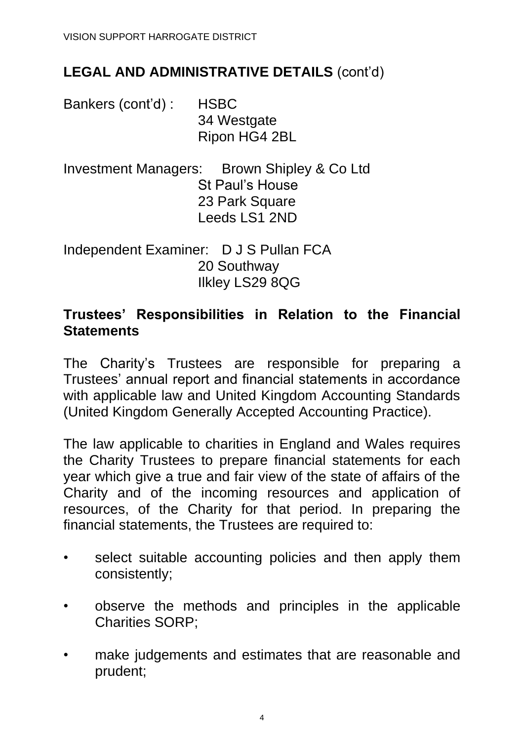## LEGAL AND ADMINISTRATIVE DETAILS (cont'd)

Bankers (cont'd) : HSBC
34 Westgate
Ripon HG4 2BL

Investment Managers: Brown Shipley & Co Ltd
St Paul's House
23 Park Square
Leeds LS1 2ND

Independent Examiner: D J S Pullan FCA
20 Southway
Ilkley LS29 8QG

### Trustees' Responsibilities in Relation to the Financial Statements

The Charity's Trustees are responsible for preparing a Trustees' annual report and financial statements in accordance with applicable law and United Kingdom Accounting Standards (United Kingdom Generally Accepted Accounting Practice).

The law applicable to charities in England and Wales requires the Charity Trustees to prepare financial statements for each year which give a true and fair view of the state of affairs of the Charity and of the incoming resources and application of resources, of the Charity for that period. In preparing the financial statements, the Trustees are required to:

- select suitable accounting policies and then apply them consistently;
- observe the methods and principles in the applicable Charities SORP;
- make judgements and estimates that are reasonable and prudent;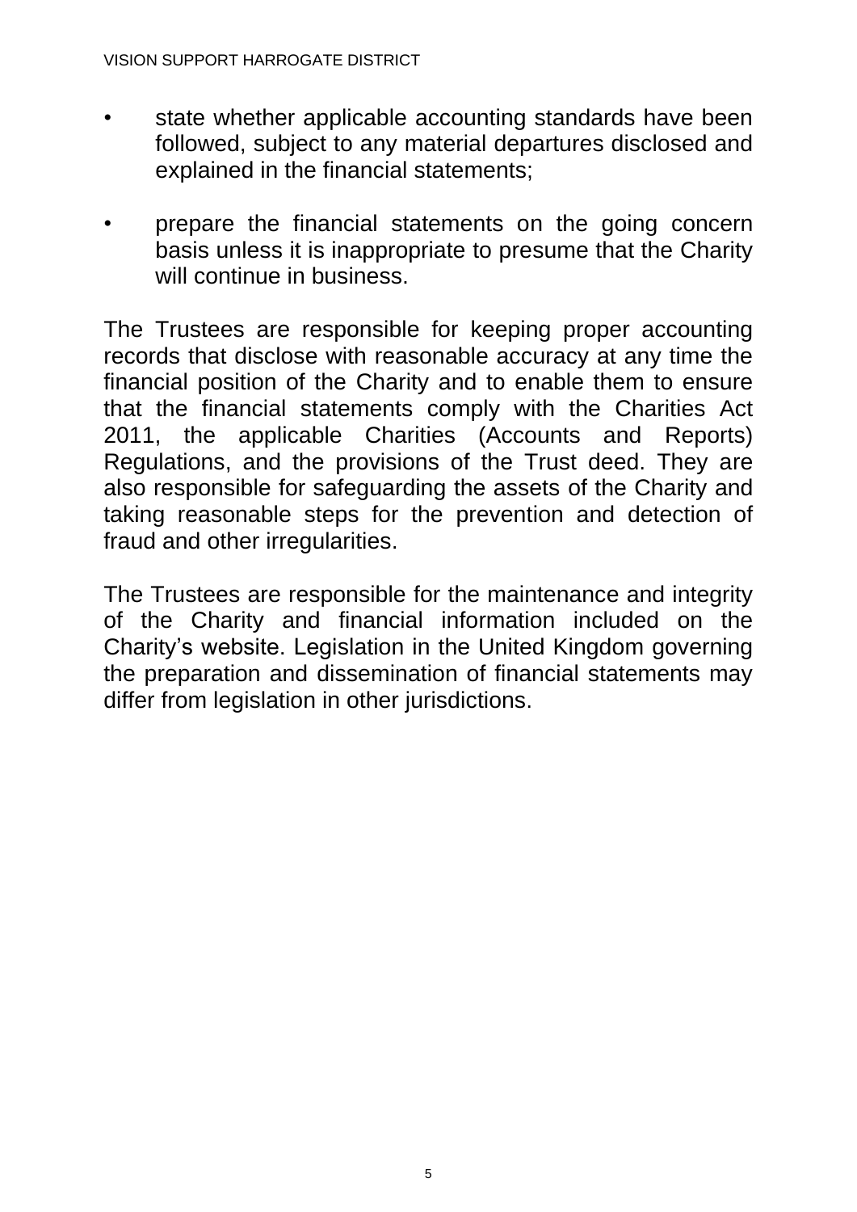- state whether applicable accounting standards have been followed, subject to any material departures disclosed and explained in the financial statements;
- prepare the financial statements on the going concern basis unless it is inappropriate to presume that the Charity will continue in business.

The Trustees are responsible for keeping proper accounting records that disclose with reasonable accuracy at any time the financial position of the Charity and to enable them to ensure that the financial statements comply with the Charities Act 2011, the applicable Charities (Accounts and Reports) Regulations, and the provisions of the Trust deed. They are also responsible for safeguarding the assets of the Charity and taking reasonable steps for the prevention and detection of fraud and other irregularities.

The Trustees are responsible for the maintenance and integrity of the Charity and financial information included on the Charity's website. Legislation in the United Kingdom governing the preparation and dissemination of financial statements may differ from legislation in other jurisdictions.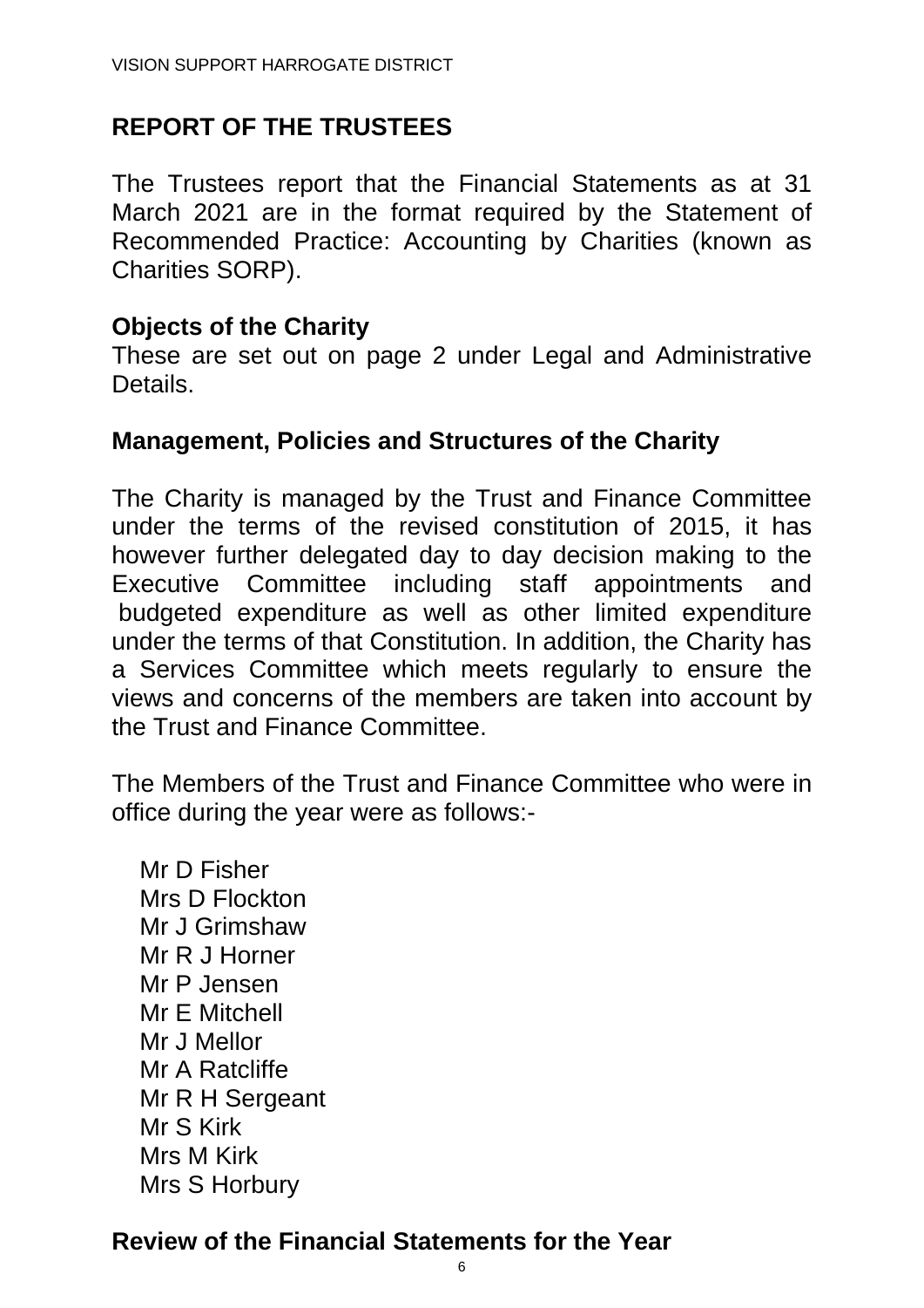## REPORT OF THE TRUSTEES

The Trustees report that the Financial Statements as at 31 March 2021 are in the format required by the Statement of Recommended Practice: Accounting by Charities (known as Charities SORP).

### Objects of the Charity

These are set out on page 2 under Legal and Administrative Details.

### Management, Policies and Structures of the Charity

The Charity is managed by the Trust and Finance Committee under the terms of the revised constitution of 2015, it has however further delegated day to day decision making to the Executive Committee including staff appointments and budgeted expenditure as well as other limited expenditure under the terms of that Constitution. In addition, the Charity has a Services Committee which meets regularly to ensure the views and concerns of the members are taken into account by the Trust and Finance Committee.

The Members of the Trust and Finance Committee who were in office during the year were as follows:-

Mr D Fisher
Mrs D Flockton
Mr J Grimshaw
Mr R J Horner
Mr P Jensen
Mr E Mitchell
Mr J Mellor
Mr A Ratcliffe
Mr R H Sergeant
Mr S Kirk
Mrs M Kirk
Mrs S Horbury

### Review of the Financial Statements for the Year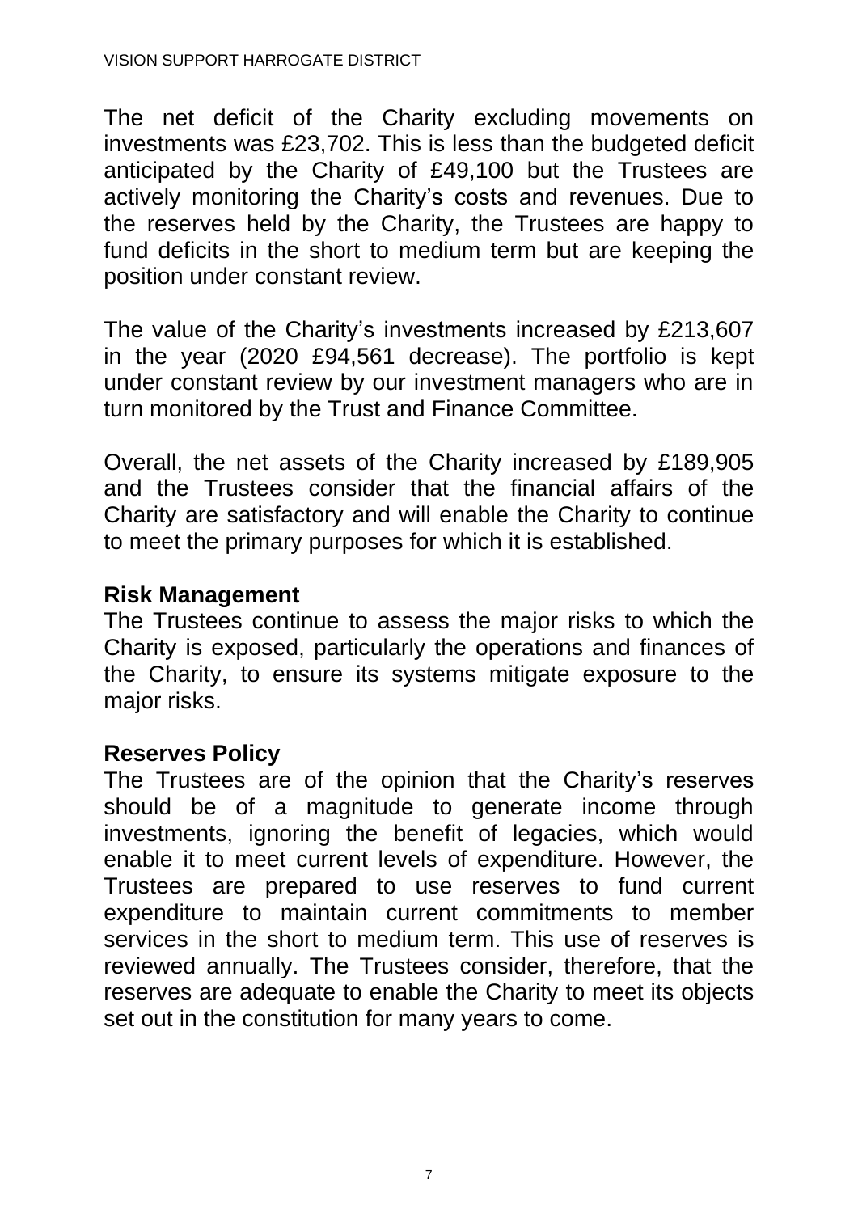The net deficit of the Charity excluding movements on investments was £23,702. This is less than the budgeted deficit anticipated by the Charity of £49,100 but the Trustees are actively monitoring the Charity's costs and revenues. Due to the reserves held by the Charity, the Trustees are happy to fund deficits in the short to medium term but are keeping the position under constant review.

The value of the Charity's investments increased by £213,607 in the year (2020 £94,561 decrease). The portfolio is kept under constant review by our investment managers who are in turn monitored by the Trust and Finance Committee.

Overall, the net assets of the Charity increased by £189,905 and the Trustees consider that the financial affairs of the Charity are satisfactory and will enable the Charity to continue to meet the primary purposes for which it is established.

## Risk Management

The Trustees continue to assess the major risks to which the Charity is exposed, particularly the operations and finances of the Charity, to ensure its systems mitigate exposure to the major risks.

## Reserves Policy

The Trustees are of the opinion that the Charity's reserves should be of a magnitude to generate income through investments, ignoring the benefit of legacies, which would enable it to meet current levels of expenditure. However, the Trustees are prepared to use reserves to fund current expenditure to maintain current commitments to member services in the short to medium term. This use of reserves is reviewed annually. The Trustees consider, therefore, that the reserves are adequate to enable the Charity to meet its objects set out in the constitution for many years to come.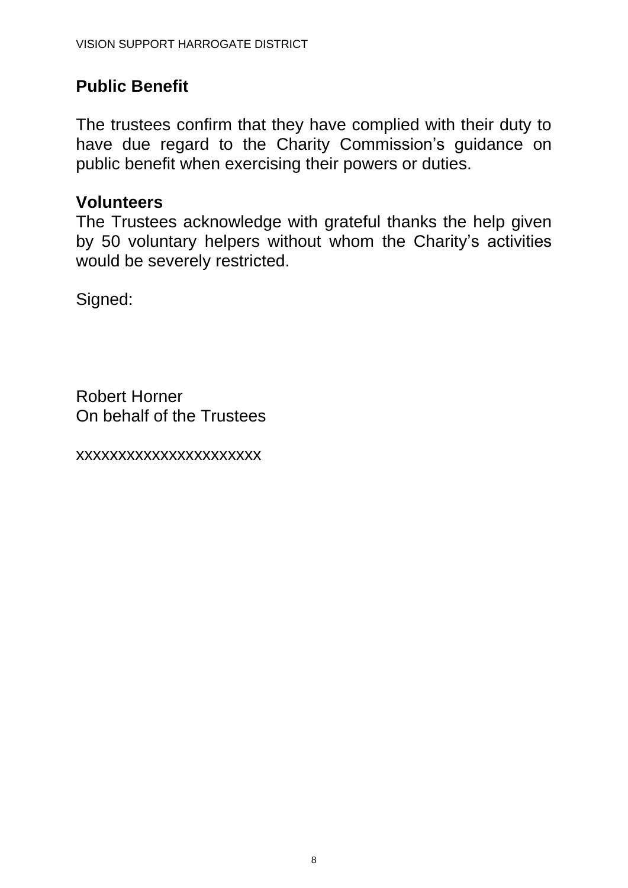## Public Benefit

The trustees confirm that they have complied with their duty to have due regard to the Charity Commission's guidance on public benefit when exercising their powers or duties.

## Volunteers

The Trustees acknowledge with grateful thanks the help given by 50 voluntary helpers without whom the Charity's activities would be severely restricted.

Signed:

Robert Horner  
On behalf of the Trustees

xxxxxxxxxxxxxxxxxxxxxx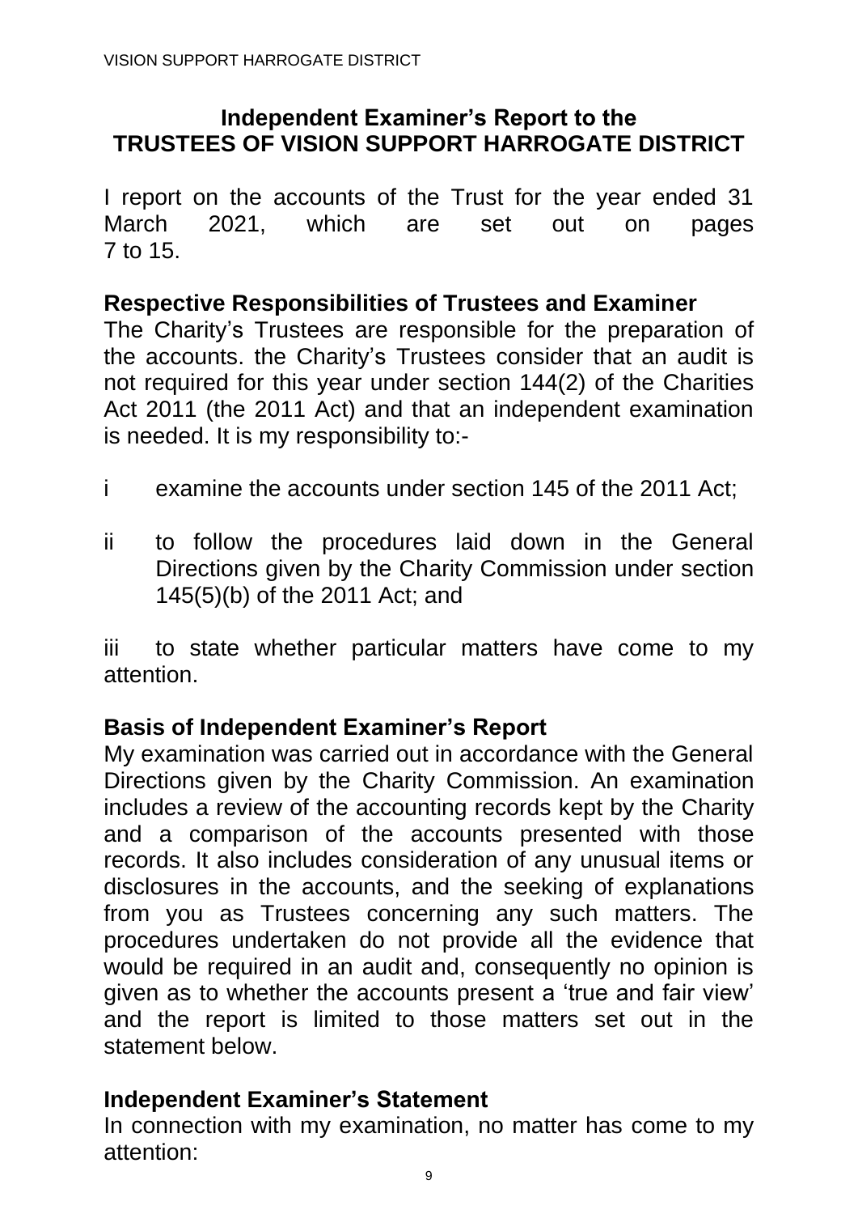## Independent Examiner's Report to the TRUSTEES OF VISION SUPPORT HARROGATE DISTRICT

I report on the accounts of the Trust for the year ended 31 March 2021, which are set out on pages 7 to 15.

### Respective Responsibilities of Trustees and Examiner

The Charity's Trustees are responsible for the preparation of the accounts. the Charity's Trustees consider that an audit is not required for this year under section 144(2) of the Charities Act 2011 (the 2011 Act) and that an independent examination is needed. It is my responsibility to:-

i examine the accounts under section 145 of the 2011 Act;

ii to follow the procedures laid down in the General Directions given by the Charity Commission under section 145(5)(b) of the 2011 Act; and

iii to state whether particular matters have come to my attention.

### Basis of Independent Examiner's Report

My examination was carried out in accordance with the General Directions given by the Charity Commission. An examination includes a review of the accounting records kept by the Charity and a comparison of the accounts presented with those records. It also includes consideration of any unusual items or disclosures in the accounts, and the seeking of explanations from you as Trustees concerning any such matters. The procedures undertaken do not provide all the evidence that would be required in an audit and, consequently no opinion is given as to whether the accounts present a 'true and fair view' and the report is limited to those matters set out in the statement below.

### Independent Examiner's Statement

In connection with my examination, no matter has come to my attention: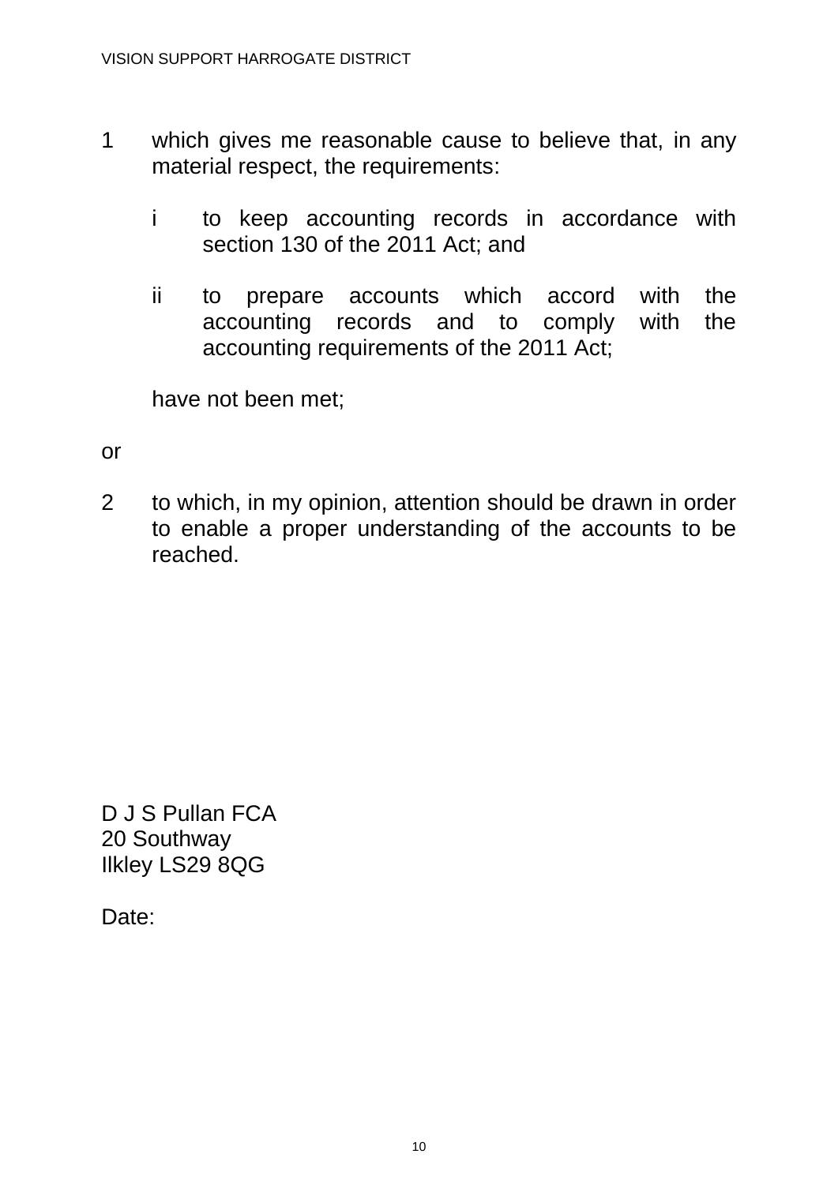1 which gives me reasonable cause to believe that, in any material respect, the requirements:

   i to keep accounting records in accordance with section 130 of the 2011 Act; and

   ii to prepare accounts which accord with the accounting records and to comply with the accounting requirements of the 2011 Act;

   have not been met;

or

2 to which, in my opinion, attention should be drawn in order to enable a proper understanding of the accounts to be reached.

D J S Pullan FCA
20 Southway
Ilkley LS29 8QG

Date: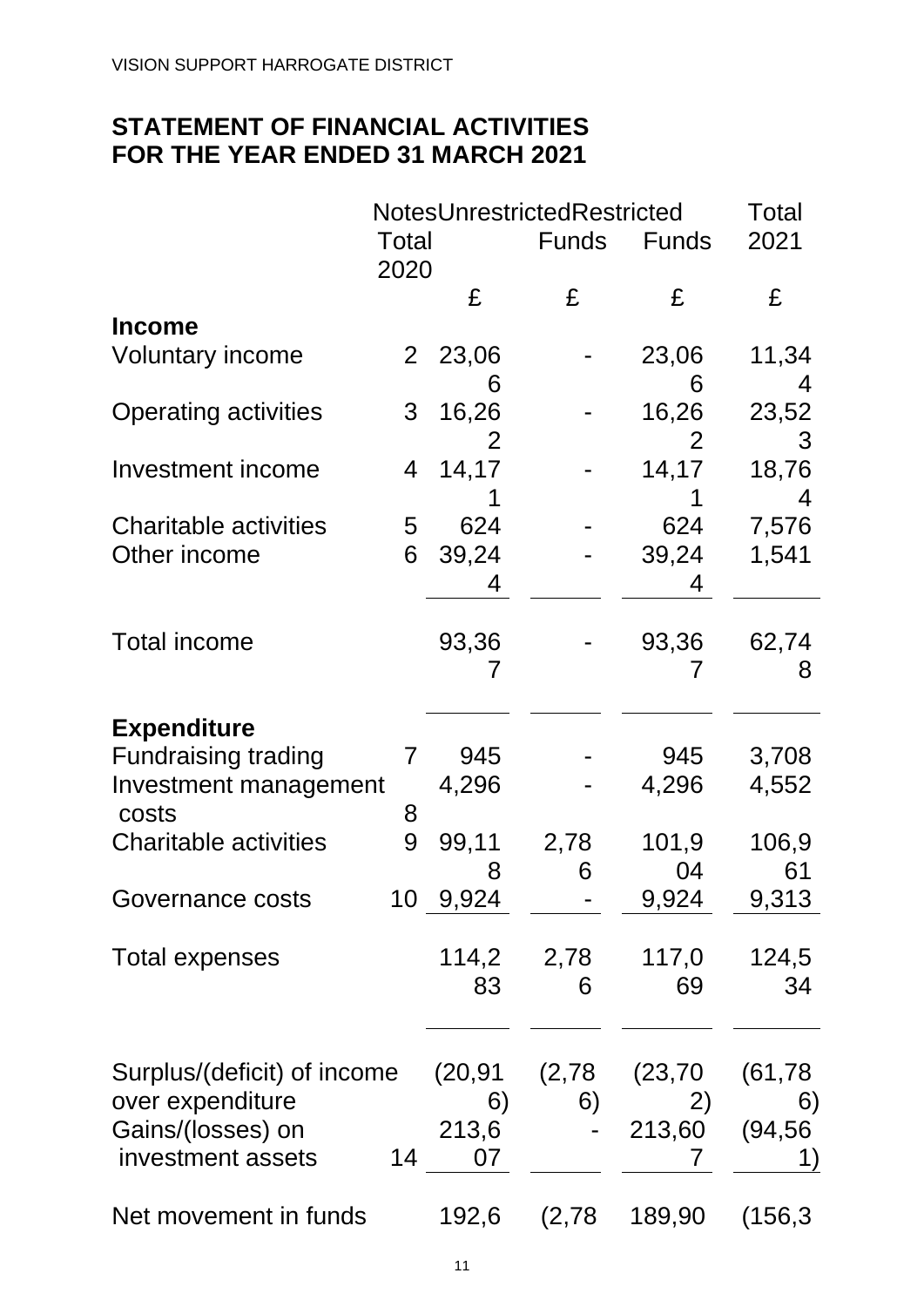VISION SUPPORT HARROGATE DISTRICT

## STATEMENT OF FINANCIAL ACTIVITIES
## FOR THE YEAR ENDED 31 MARCH 2021

| | Notes | Unrestricted | Restricted | | Total |
|---|---|---|---|---|---|
| | Total 2020 | | Funds | Funds | 2021 |
| | | £ | £ | £ | £ |
| **Income** | | | | | |
| Voluntary income | 2 | 23,066 | - | 23,066 | 11,344 |
| Operating activities | 3 | 16,262 | - | 16,262 | 23,523 |
| Investment income | 4 | 14,171 | - | 14,171 | 18,764 |
| Charitable activities | 5 | 624 | - | 624 | 7,576 |
| Other income | 6 | 39,244 | - | 39,244 | 1,541 |
| Total income | | 93,367 | - | 93,367 | 62,748 |
| **Expenditure** | | | | | |
| Fundraising trading | 7 | 945 | - | 945 | 3,708 |
| Investment management costs | 8 | 4,296 | - | 4,296 | 4,552 |
| Charitable activities | 9 | 99,118 | 2,786 | 101,904 | 106,961 |
| Governance costs | 10 | 9,924 | - | 9,924 | 9,313 |
| Total expenses | | 114,283 | 2,786 | 117,069 | 124,534 |
| Surplus/(deficit) of income over expenditure | | (20,916) | (2,786) | (23,702) | (61,786) |
| Gains/(losses) on investment assets | 14 | 213,607 | - | 213,607 | (94,561) |
| Net movement in funds | | 192,6 | (2,78 | 189,90 | (156,3 |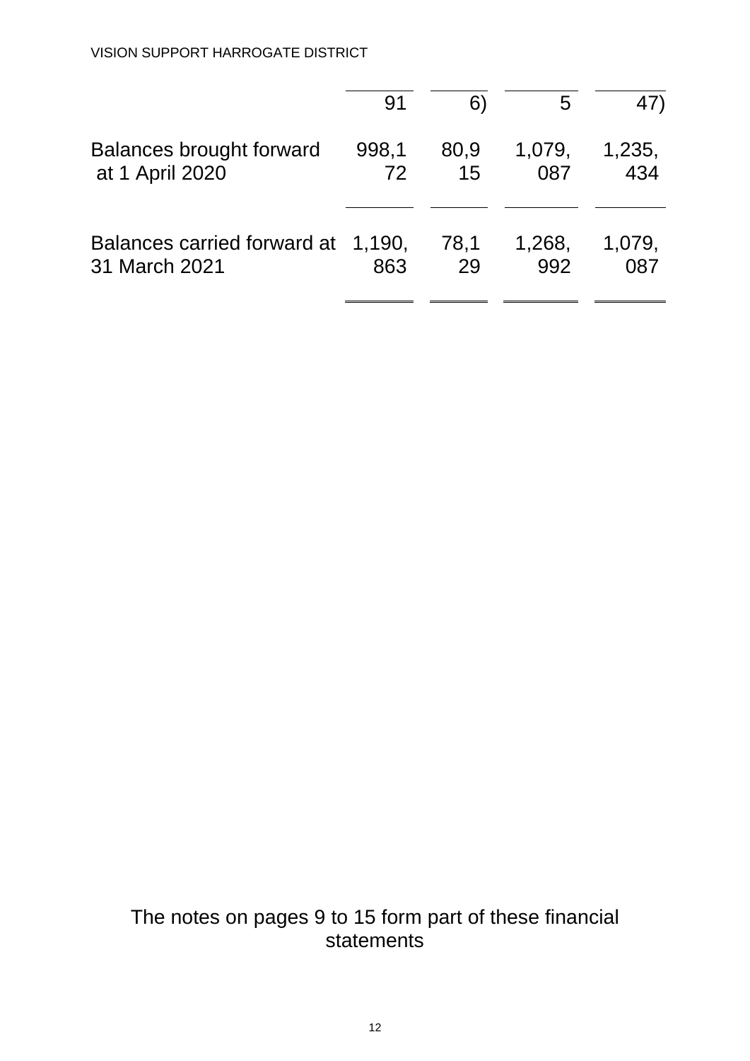| | | | | |
|---|---|---|---|---|
| | 91 | 6) | 5 | 47) |
| Balances brought forward at 1 April 2020 | 998,172 | 80,915 | 1,079,087 | 1,235,434 |
| Balances carried forward at 31 March 2021 | 1,190,863 | 78,129 | 1,268,992 | 1,079,087 |

The notes on pages 9 to 15 form part of these financial statements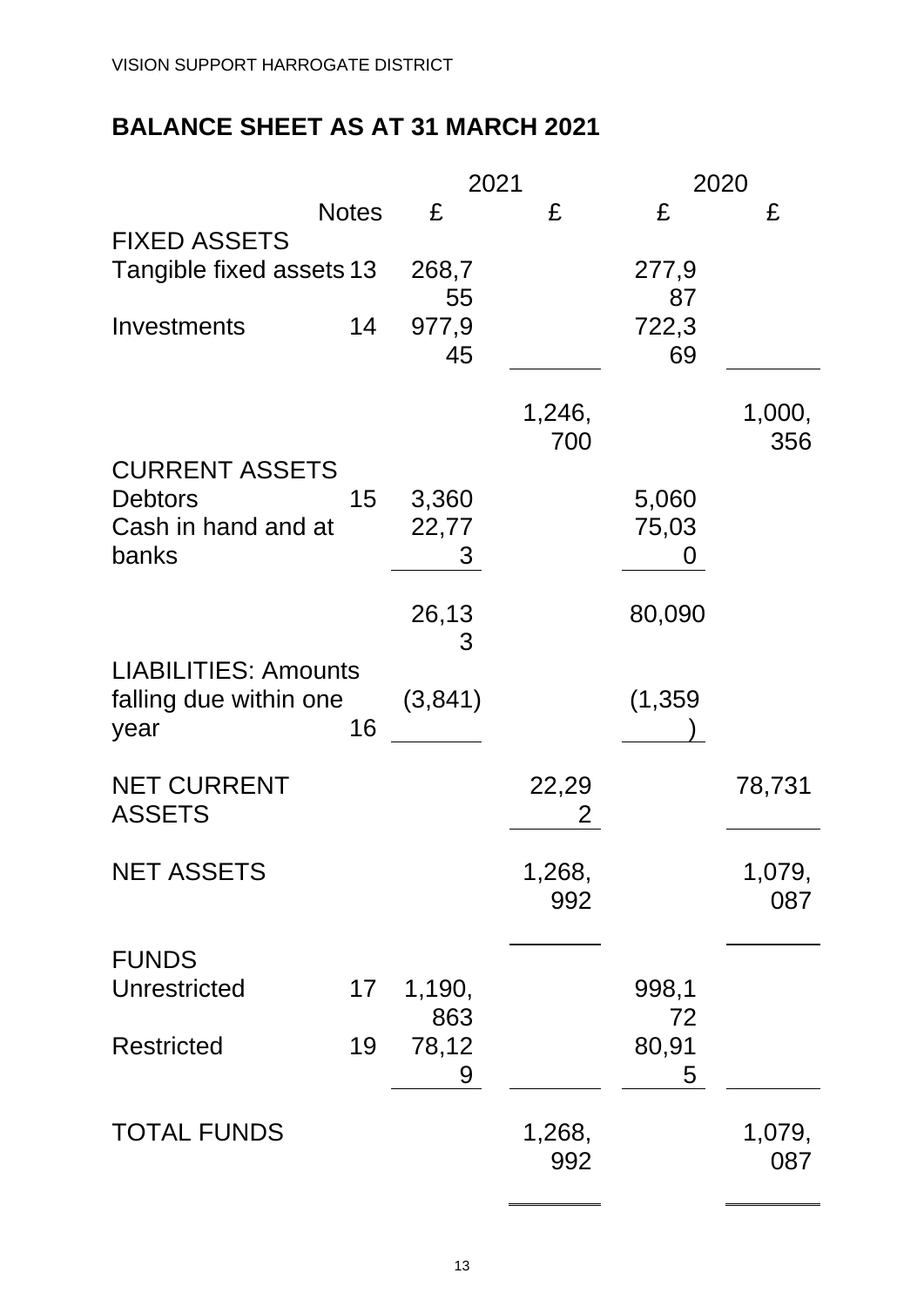VISION SUPPORT HARROGATE DISTRICT

# BALANCE SHEET AS AT 31 MARCH 2021

| | Notes | 2021 £ | 2021 £ | 2020 £ | 2020 £ |
|---|---|---|---|---|---|
| **FIXED ASSETS** | | | | | |
| Tangible fixed assets | 13 | 268,755 | | 277,987 | |
| Investments | 14 | 977,945 | | 722,369 | |
| | | | 1,246,700 | | 1,000,356 |
| **CURRENT ASSETS** | | | | | |
| Debtors | 15 | 3,360 | | 5,060 | |
| Cash in hand and at banks | | 22,773 | | 75,030 | |
| | | 26,133 | | 80,090 | |
| **LIABILITIES: Amounts falling due within one year** | 16 | (3,841) | | (1,359) | |
| **NET CURRENT ASSETS** | | | 22,292 | | 78,731 |
| **NET ASSETS** | | | 1,268,992 | | 1,079,087 |
| **FUNDS** | | | | | |
| Unrestricted | 17 | 1,190,863 | | 998,172 | |
| Restricted | 19 | 78,129 | | 80,915 | |
| **TOTAL FUNDS** | | | 1,268,992 | | 1,079,087 |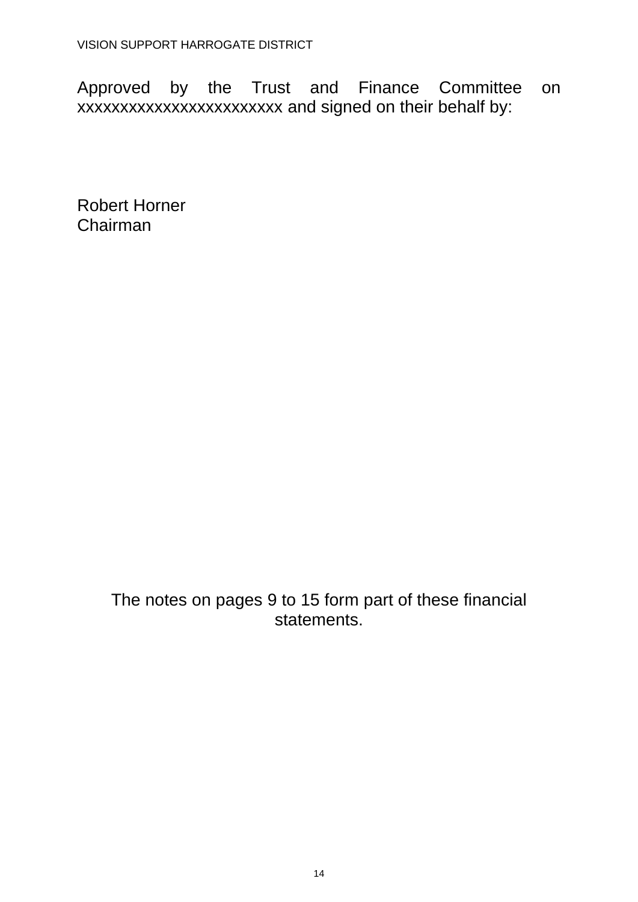Approved by the Trust and Finance Committee on xxxxxxxxxxxxxxxxxxxxxxxxx and signed on their behalf by:

Robert Horner
Chairman

The notes on pages 9 to 15 form part of these financial statements.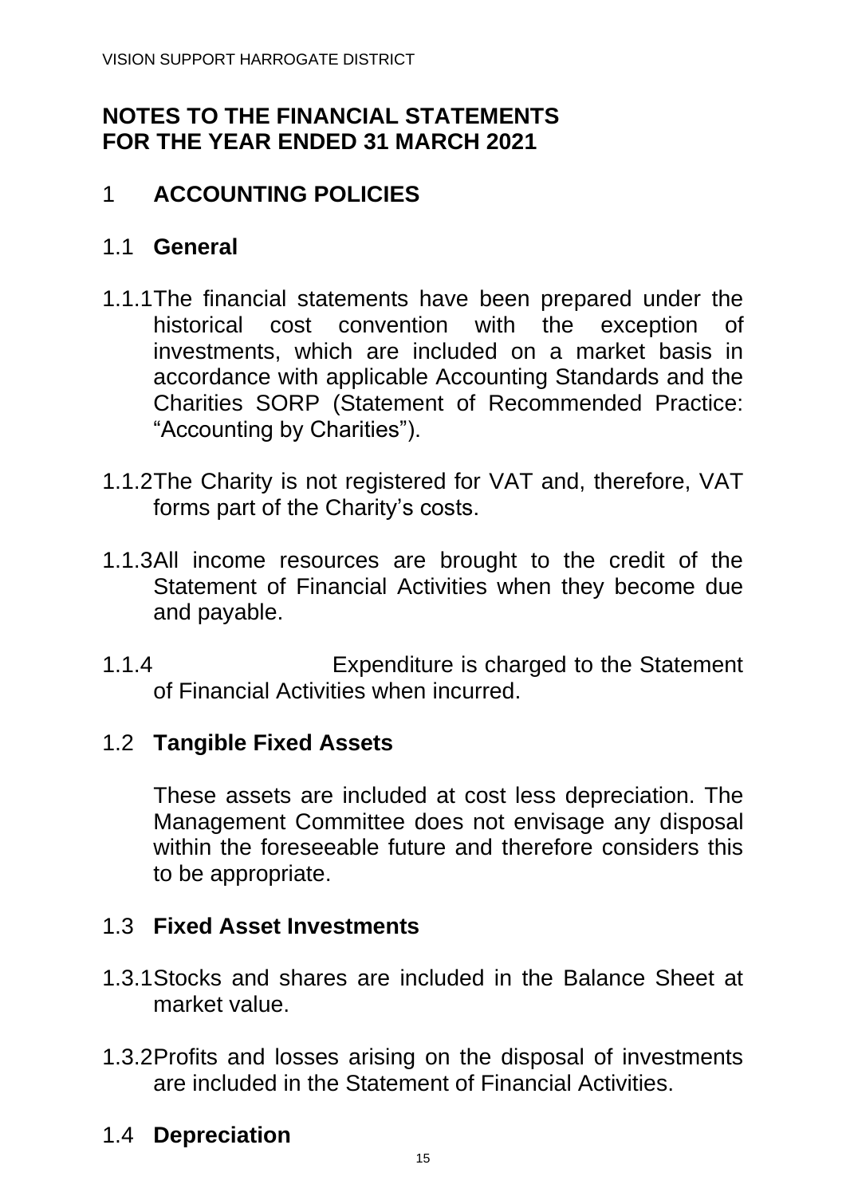# NOTES TO THE FINANCIAL STATEMENTS
# FOR THE YEAR ENDED 31 MARCH 2021

## 1 ACCOUNTING POLICIES

### 1.1 General

1.1.1 The financial statements have been prepared under the historical cost convention with the exception of investments, which are included on a market basis in accordance with applicable Accounting Standards and the Charities SORP (Statement of Recommended Practice: "Accounting by Charities").

1.1.2 The Charity is not registered for VAT and, therefore, VAT forms part of the Charity's costs.

1.1.3 All income resources are brought to the credit of the Statement of Financial Activities when they become due and payable.

1.1.4 Expenditure is charged to the Statement of Financial Activities when incurred.

### 1.2 Tangible Fixed Assets

These assets are included at cost less depreciation. The Management Committee does not envisage any disposal within the foreseeable future and therefore considers this to be appropriate.

### 1.3 Fixed Asset Investments

1.3.1 Stocks and shares are included in the Balance Sheet at market value.

1.3.2 Profits and losses arising on the disposal of investments are included in the Statement of Financial Activities.

### 1.4 Depreciation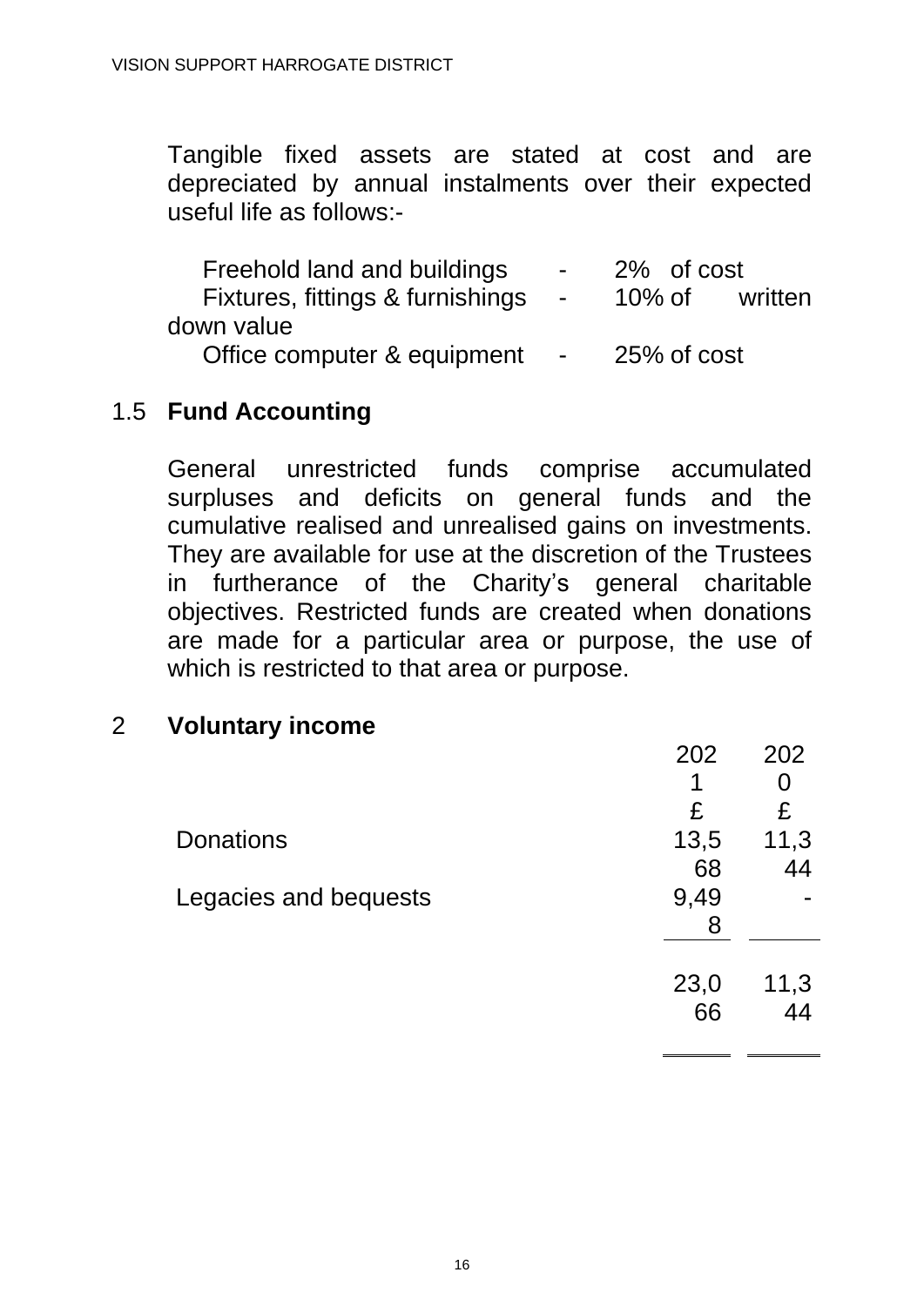Tangible fixed assets are stated at cost and are depreciated by annual instalments over their expected useful life as follows:-

| | | |
|---|---|---|
| Freehold land and buildings | - | 2% of cost |
| Fixtures, fittings & furnishings | - | 10% of written down value |
| Office computer & equipment | - | 25% of cost |

## 1.5 Fund Accounting

General unrestricted funds comprise accumulated surpluses and deficits on general funds and the cumulative realised and unrealised gains on investments. They are available for use at the discretion of the Trustees in furtherance of the Charity's general charitable objectives. Restricted funds are created when donations are made for a particular area or purpose, the use of which is restricted to that area or purpose.

## 2 Voluntary income

| | 2021 | 2020 |
|---|---|---|
| | £ | £ |
| Donations | 13,568 | 11,344 |
| Legacies and bequests | 9,498 | - |
| | 23,066 | 11,344 |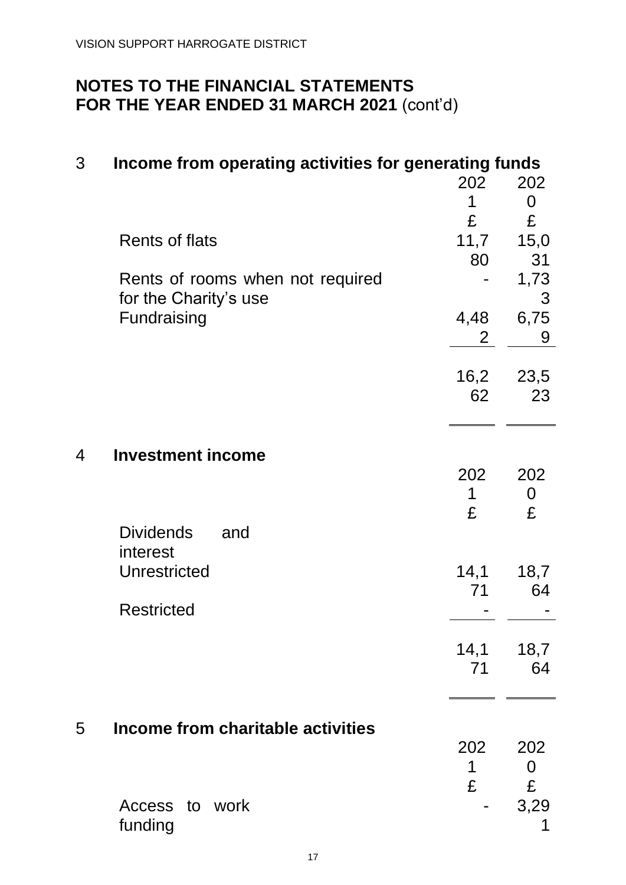VISION SUPPORT HARROGATE DISTRICT

# NOTES TO THE FINANCIAL STATEMENTS
# FOR THE YEAR ENDED 31 MARCH 2021 (cont'd)

## 3 Income from operating activities for generating funds

| | 2021 £ | 2020 £ |
|---|---|---|
| Rents of flats | 11,780 | 15,031 |
| Rents of rooms when not required for the Charity's use | - | 1,733 |
| Fundraising | 4,482 | 6,759 |
| | 16,262 | 23,523 |

## 4 Investment income

| | 2021 £ | 2020 £ |
|---|---|---|
| Dividends and interest | | |
| Unrestricted | 14,171 | 18,764 |
| Restricted | - | - |
| | 14,171 | 18,764 |

## 5 Income from charitable activities

| | 2021 £ | 2020 £ |
|---|---|---|
| Access to work funding | - | 3,291 |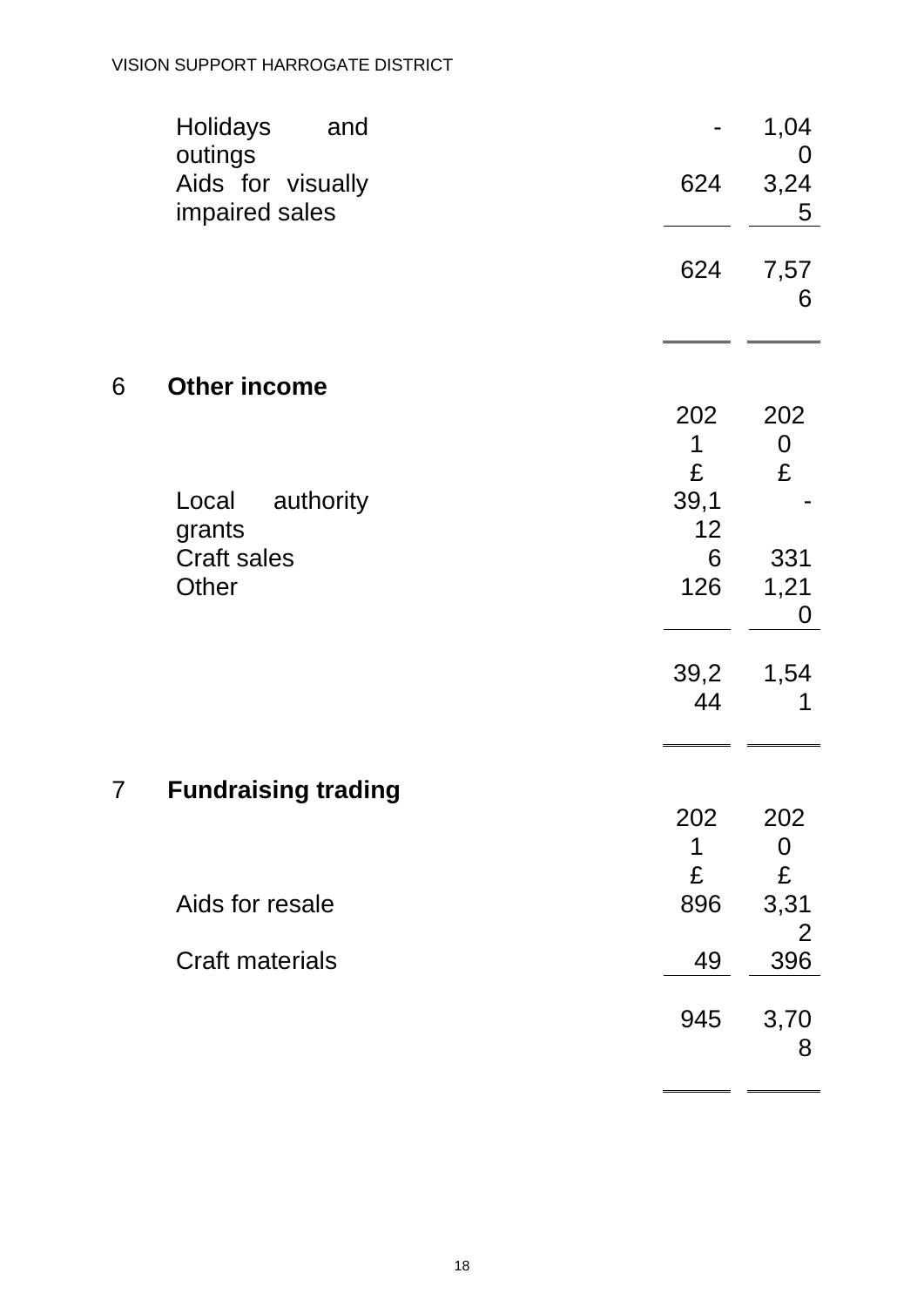| | 2021 £ | 2020 £ |
|---|---|---|
| Holidays and outings | - | 1,040 |
| Aids for visually impaired sales | 624 | 3,245 |
| | 624 | 7,576 |

## 6 Other income

| | 2021 £ | 2020 £ |
|---|---|---|
| Local authority grants | 39,112 | - |
| Craft sales | 6 | 331 |
| Other | 126 | 1,210 |
| | 39,244 | 1,541 |

## 7 Fundraising trading

| | 2021 £ | 2020 £ |
|---|---|---|
| Aids for resale | 896 | 3,312 |
| Craft materials | 49 | 396 |
| | 945 | 3,708 |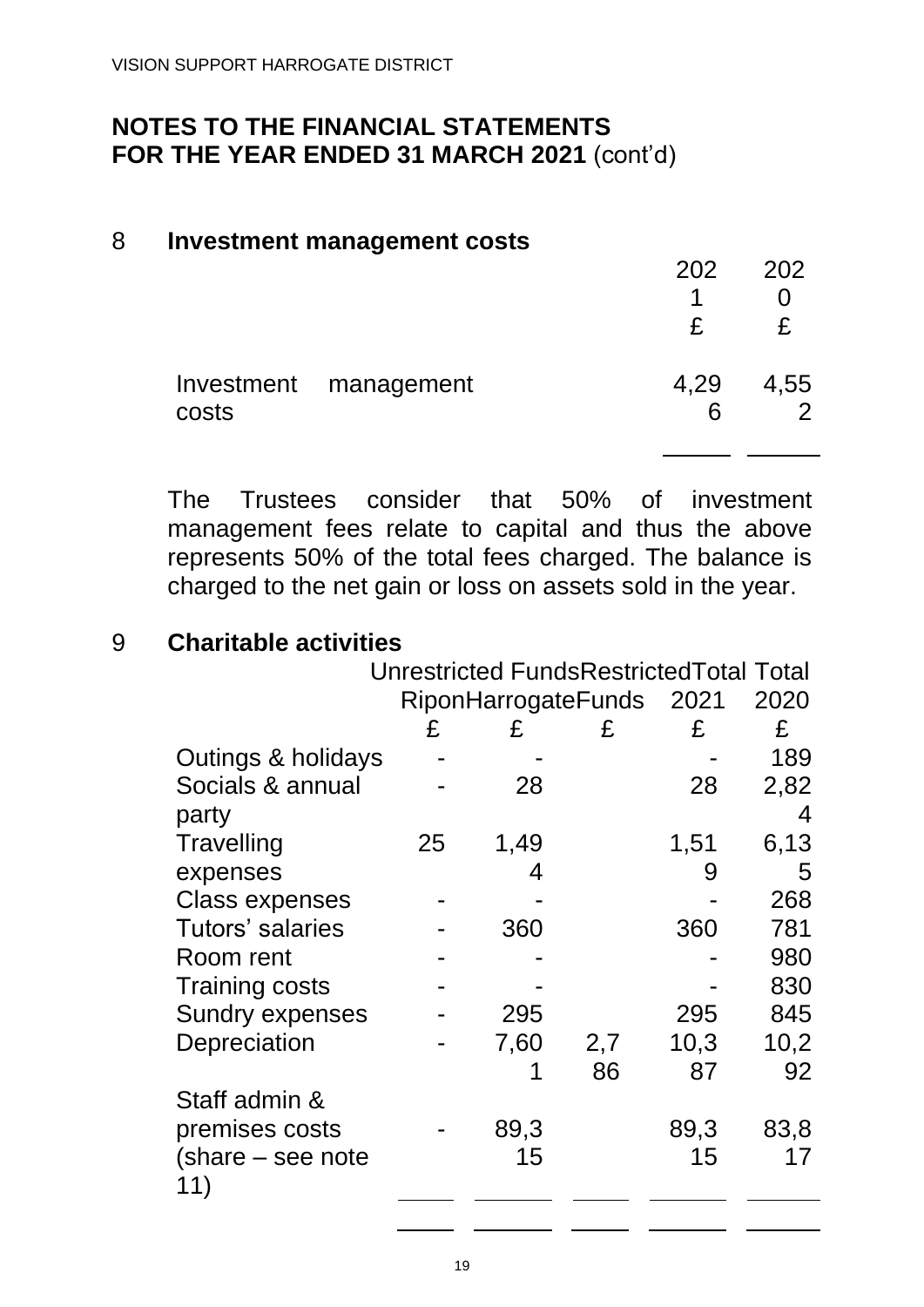# NOTES TO THE FINANCIAL STATEMENTS
# FOR THE YEAR ENDED 31 MARCH 2021 (cont'd)

## 8 Investment management costs

| | 2021 £ | 2020 £ |
|---|---|---|
| Investment management costs | 4,296 | 4,552 |

The Trustees consider that 50% of investment management fees relate to capital and thus the above represents 50% of the total fees charged. The balance is charged to the net gain or loss on assets sold in the year.

## 9 Charitable activities

| | Unrestricted Funds | | Restricted | Total | Total |
|---|---|---|---|---|---|
| | Ripon | Harrogate | Funds | 2021 | 2020 |
| | £ | £ | £ | £ | £ |
| Outings & holidays | - | - | | - | 189 |
| Socials & annual party | - | 28 | | 28 | 2,824 |
| Travelling expenses | 25 | 1,494 | | 1,519 | 6,135 |
| Class expenses | - | - | | - | 268 |
| Tutors' salaries | - | 360 | | 360 | 781 |
| Room rent | - | - | | - | 980 |
| Training costs | - | - | | - | 830 |
| Sundry expenses | - | 295 | | 295 | 845 |
| Depreciation | - | 7,601 | 2,786 | 10,387 | 10,292 |
| Staff admin & premises costs (share – see note 11) | - | 89,315 | | 89,315 | 83,817 |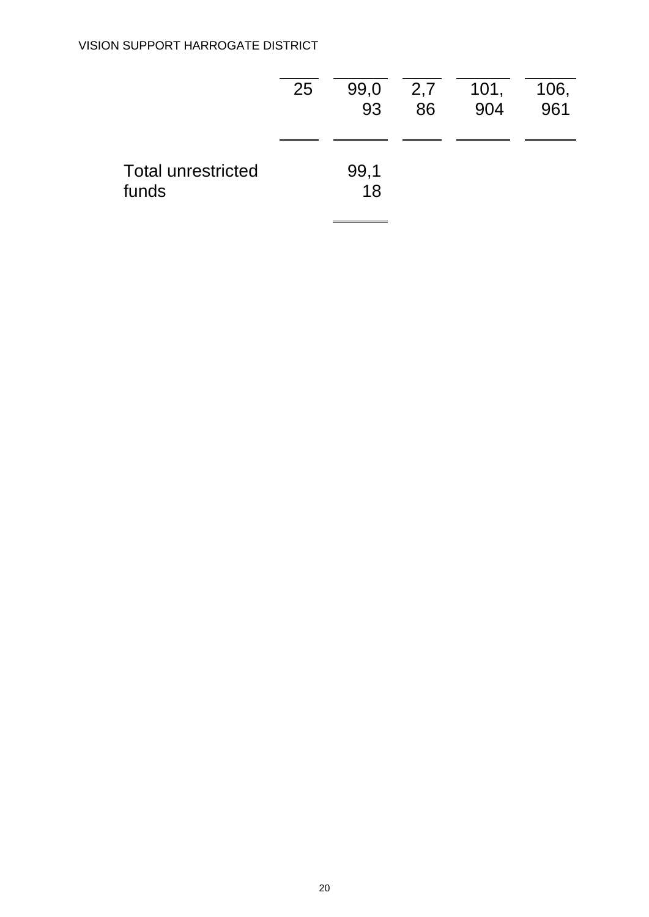| | | | | | |
|---|---|---|---|---|---|
| | 25 | 99,093 | 2,786 | 101,904 | 106,961 |
| Total unrestricted funds | | 99,118 | | | |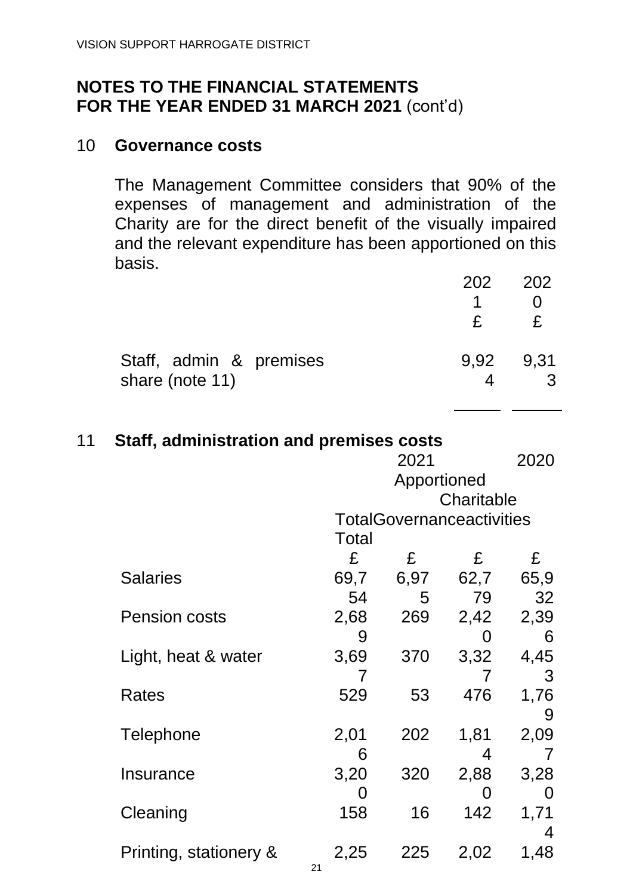VISION SUPPORT HARROGATE DISTRICT

## NOTES TO THE FINANCIAL STATEMENTS
## FOR THE YEAR ENDED 31 MARCH 2021 (cont'd)

### 10 Governance costs

The Management Committee considers that 90% of the expenses of management and administration of the Charity are for the direct benefit of the visually impaired and the relevant expenditure has been apportioned on this basis.

| | 2021 £ | 2020 £ |
|---|---|---|
| Staff, admin & premises share (note 11) | 9,924 | 9,313 |

### 11 Staff, administration and premises costs

| | 2021 | | | 2020 |
|---|---|---|---|---|
| | Apportioned | | | |
| | Total | Governance | Charitable activities | Total |
| | £ | £ | £ | £ |
| Salaries | 69,754 | 6,975 | 62,779 | 65,932 |
| Pension costs | 2,689 | 269 | 2,420 | 2,396 |
| Light, heat & water | 3,697 | 370 | 3,327 | 4,453 |
| Rates | 529 | 53 | 476 | 1,769 |
| Telephone | 2,016 | 202 | 1,814 | 2,097 |
| Insurance | 3,200 | 320 | 2,880 | 3,280 |
| Cleaning | 158 | 16 | 142 | 1,714 |
| Printing, stationery & | 2,25 | 225 | 2,02 | 1,48 |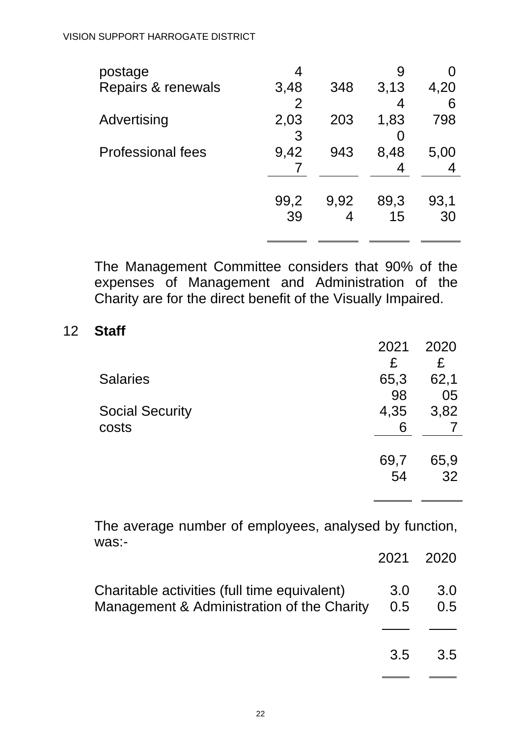| | | | | |
|---|---|---|---|---|
| postage | 4 | | 9 | 0 |
| Repairs & renewals | 3,482 | 348 | 3,134 | 4,206 |
| Advertising | 2,033 | 203 | 1,830 | 798 |
| Professional fees | 9,427 | 943 | 8,484 | 5,004 |
| | 99,239 | 9,924 | 89,315 | 93,130 |

The Management Committee considers that 90% of the expenses of Management and Administration of the Charity are for the direct benefit of the Visually Impaired.

## 12 **Staff**

| | 2021 £ | 2020 £ |
|---|---|---|
| Salaries | 65,398 | 62,105 |
| Social Security costs | 4,356 | 3,827 |
| | 69,754 | 65,932 |

The average number of employees, analysed by function, was:-

| | 2021 | 2020 |
|---|---|---|
| Charitable activities (full time equivalent) | 3.0 | 3.0 |
| Management & Administration of the Charity | 0.5 | 0.5 |
| | 3.5 | 3.5 |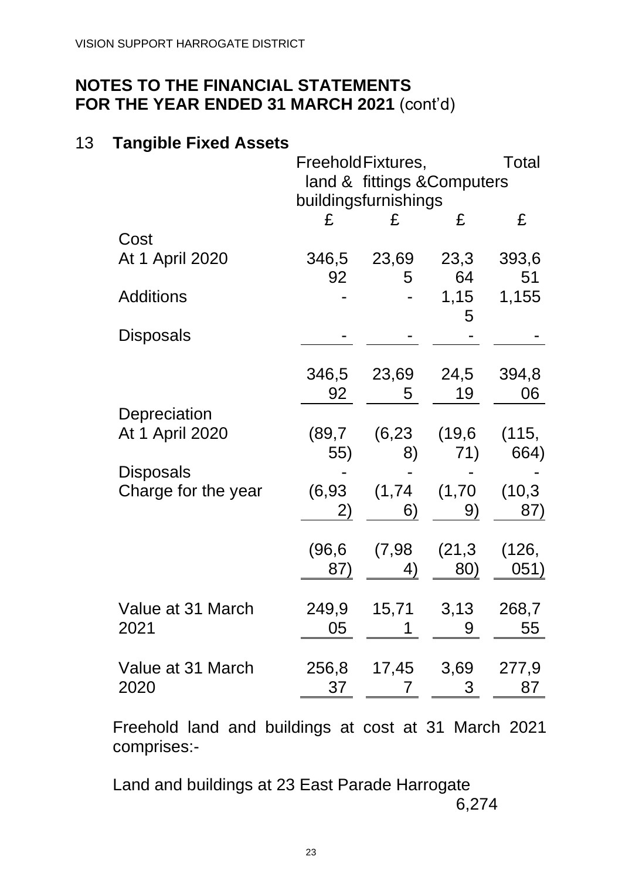## NOTES TO THE FINANCIAL STATEMENTS
## FOR THE YEAR ENDED 31 MARCH 2021 (cont'd)

## 13 Tangible Fixed Assets

| | Freehold land & buildings | Fixtures, fittings & furnishings | Computers | Total |
|---|---|---|---|---|
| | £ | £ | £ | £ |
| **Cost** | | | | |
| At 1 April 2020 | 346,592 | 23,695 | 23,364 | 393,651 |
| Additions | - | - | 1,155 | 1,155 |
| Disposals | - | - | - | - |
| | 346,592 | 23,695 | 24,519 | 394,806 |
| **Depreciation** | | | | |
| At 1 April 2020 | (89,755) | (6,238) | (19,671) | (115,664) |
| Disposals | - | - | - | - |
| Charge for the year | (6,932) | (1,746) | (1,709) | (10,387) |
| | (96,687) | (7,984) | (21,380) | (126,051) |
| Value at 31 March 2021 | 249,905 | 15,711 | 3,139 | 268,755 |
| Value at 31 March 2020 | 256,837 | 17,457 | 3,693 | 277,987 |

Freehold land and buildings at cost at 31 March 2021 comprises:-

Land and buildings at 23 East Parade Harrogate 6,274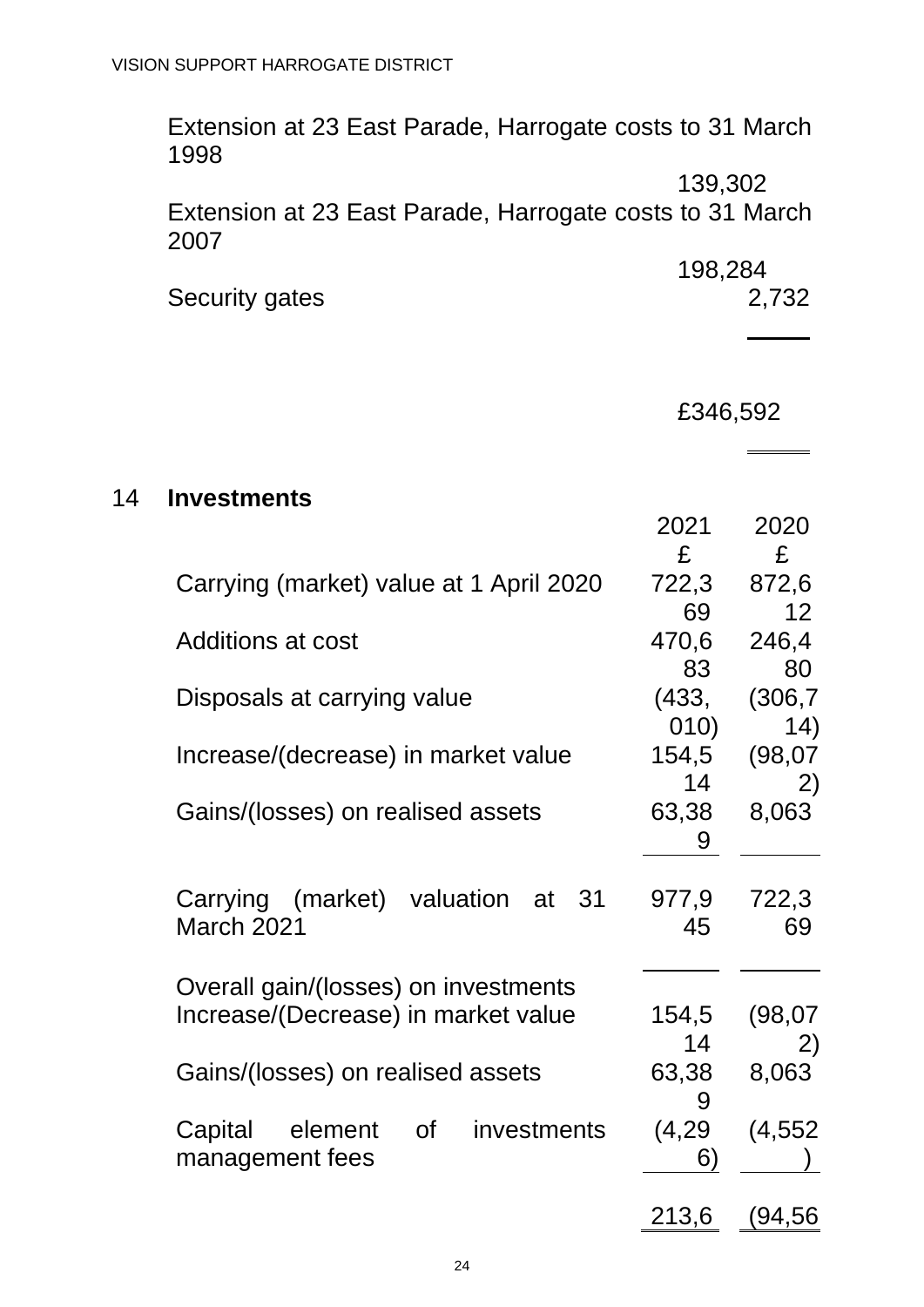| | |
|---|---|
| Extension at 23 East Parade, Harrogate costs to 31 March 1998 | 139,302 |
| Extension at 23 East Parade, Harrogate costs to 31 March 2007 | 198,284 |
| Security gates | 2,732 |
| | £346,592 |

## 14 Investments

| | 2021 £ | 2020 £ |
|---|---|---|
| Carrying (market) value at 1 April 2020 | 722,369 | 872,612 |
| Additions at cost | 470,683 | 246,480 |
| Disposals at carrying value | (433,010) | (306,714) |
| Increase/(decrease) in market value | 154,514 | (98,072) |
| Gains/(losses) on realised assets | 63,389 | 8,063 |
| Carrying (market) valuation at 31 March 2021 | 977,945 | 722,369 |
| Overall gain/(losses) on investments | | |
| Increase/(Decrease) in market value | 154,514 | (98,072) |
| Gains/(losses) on realised assets | 63,389 | 8,063 |
| Capital element of investments management fees | (4,296) | (4,552) |
| | 213,6 | (94,56 |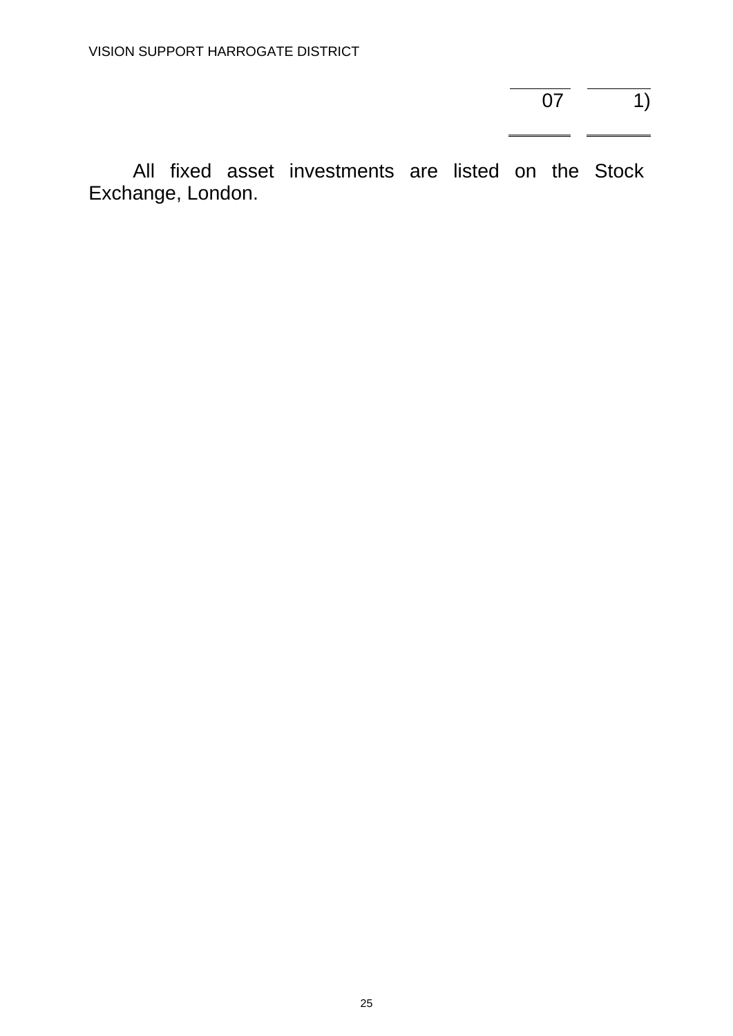| | |
|---|---|
| 07 | 1) |

All fixed asset investments are listed on the Stock Exchange, London.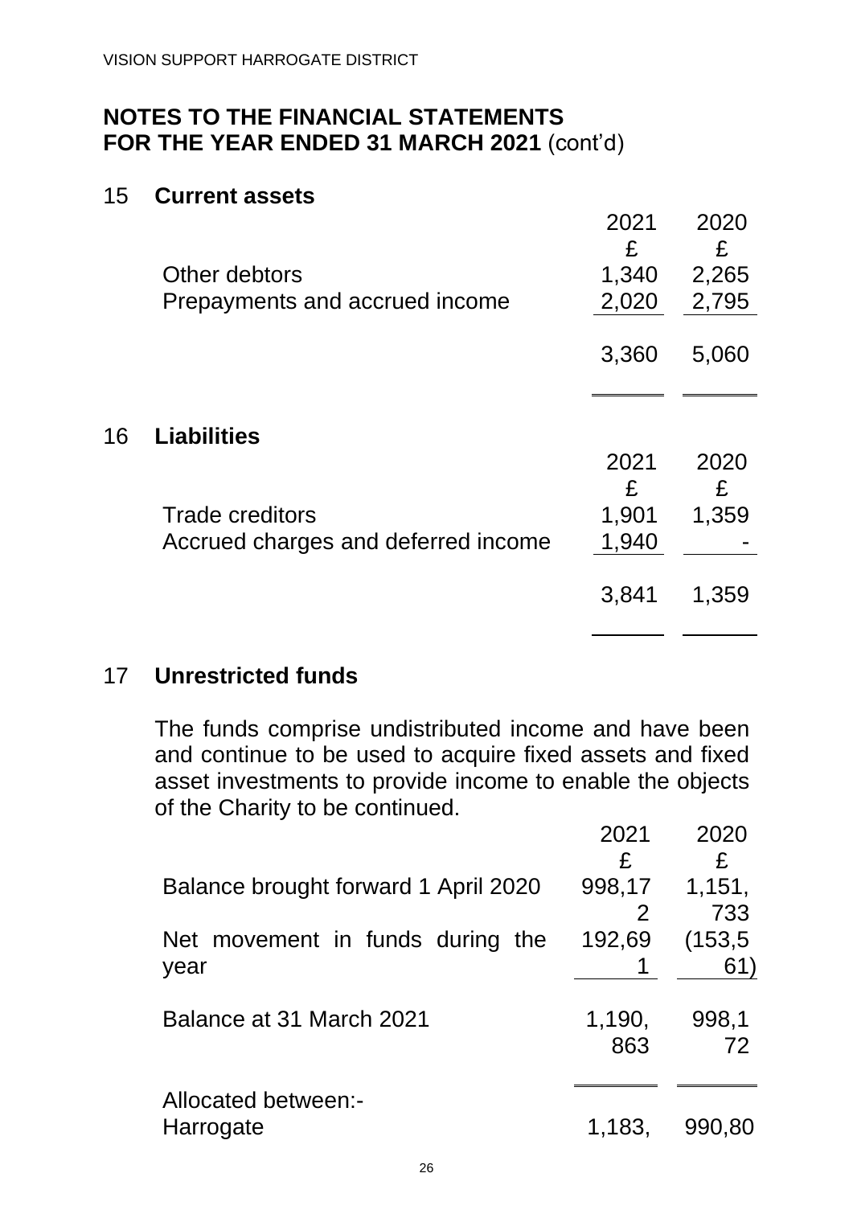## NOTES TO THE FINANCIAL STATEMENTS FOR THE YEAR ENDED 31 MARCH 2021 (cont'd)

### 15 Current assets

| | 2021 | 2020 |
|---|---|---|
| | £ | £ |
| Other debtors | 1,340 | 2,265 |
| Prepayments and accrued income | 2,020 | 2,795 |
| | 3,360 | 5,060 |

### 16 Liabilities

| | 2021 | 2020 |
|---|---|---|
| | £ | £ |
| Trade creditors | 1,901 | 1,359 |
| Accrued charges and deferred income | 1,940 | - |
| | 3,841 | 1,359 |

### 17 Unrestricted funds

The funds comprise undistributed income and have been and continue to be used to acquire fixed assets and fixed asset investments to provide income to enable the objects of the Charity to be continued.

| | 2021 | 2020 |
|---|---|---|
| | £ | £ |
| Balance brought forward 1 April 2020 | 998,172 | 1,151,733 |
| Net movement in funds during the year | 192,691 | (153,561) |
| Balance at 31 March 2021 | 1,190,863 | 998,172 |
| Allocated between:- | | |
| Harrogate | 1,183, | 990,80 |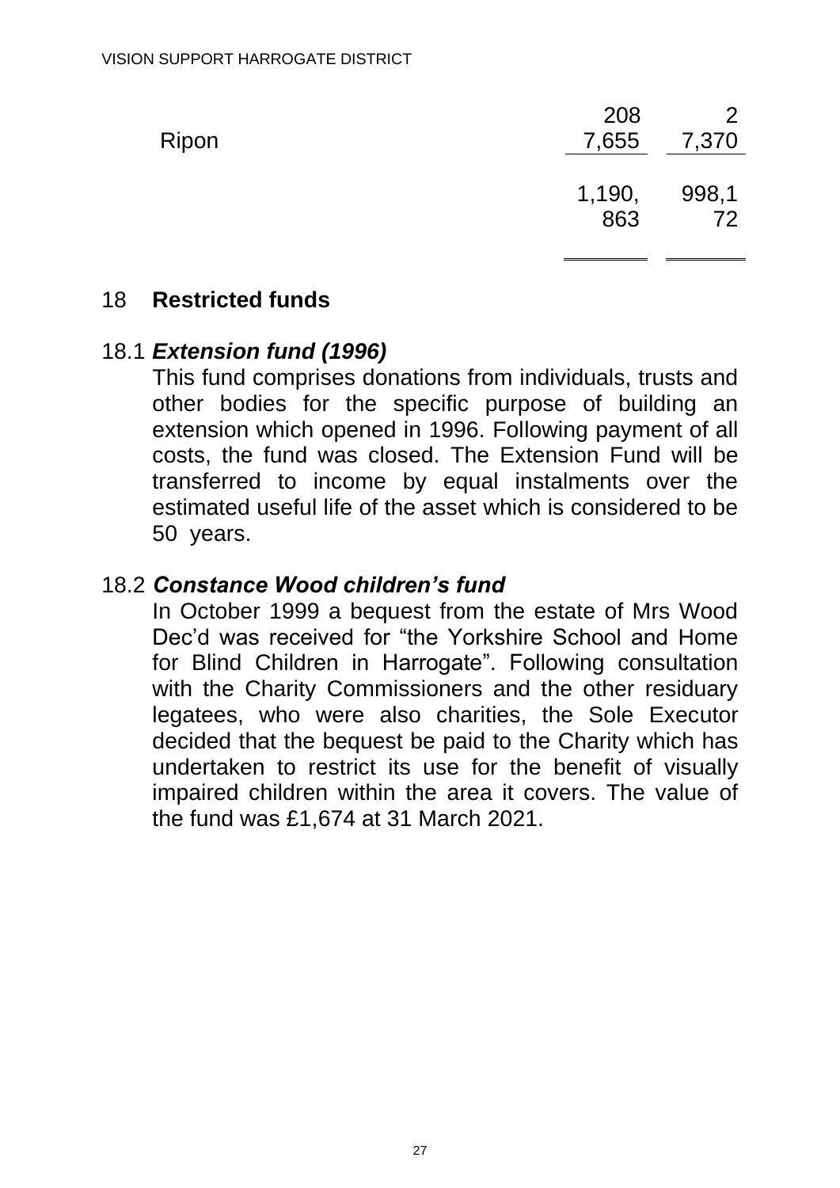| | | |
|---|---|---|
| | 208 | 2 |
| Ripon | 7,655 | 7,370 |
| | 1,190,863 | 998,172 |

## 18 **Restricted funds**

### 18.1 ***Extension fund (1996)***

This fund comprises donations from individuals, trusts and other bodies for the specific purpose of building an extension which opened in 1996. Following payment of all costs, the fund was closed. The Extension Fund will be transferred to income by equal instalments over the estimated useful life of the asset which is considered to be 50 years.

### 18.2 ***Constance Wood children's fund***

In October 1999 a bequest from the estate of Mrs Wood Dec'd was received for "the Yorkshire School and Home for Blind Children in Harrogate". Following consultation with the Charity Commissioners and the other residuary legatees, who were also charities, the Sole Executor decided that the bequest be paid to the Charity which has undertaken to restrict its use for the benefit of visually impaired children within the area it covers. The value of the fund was £1,674 at 31 March 2021.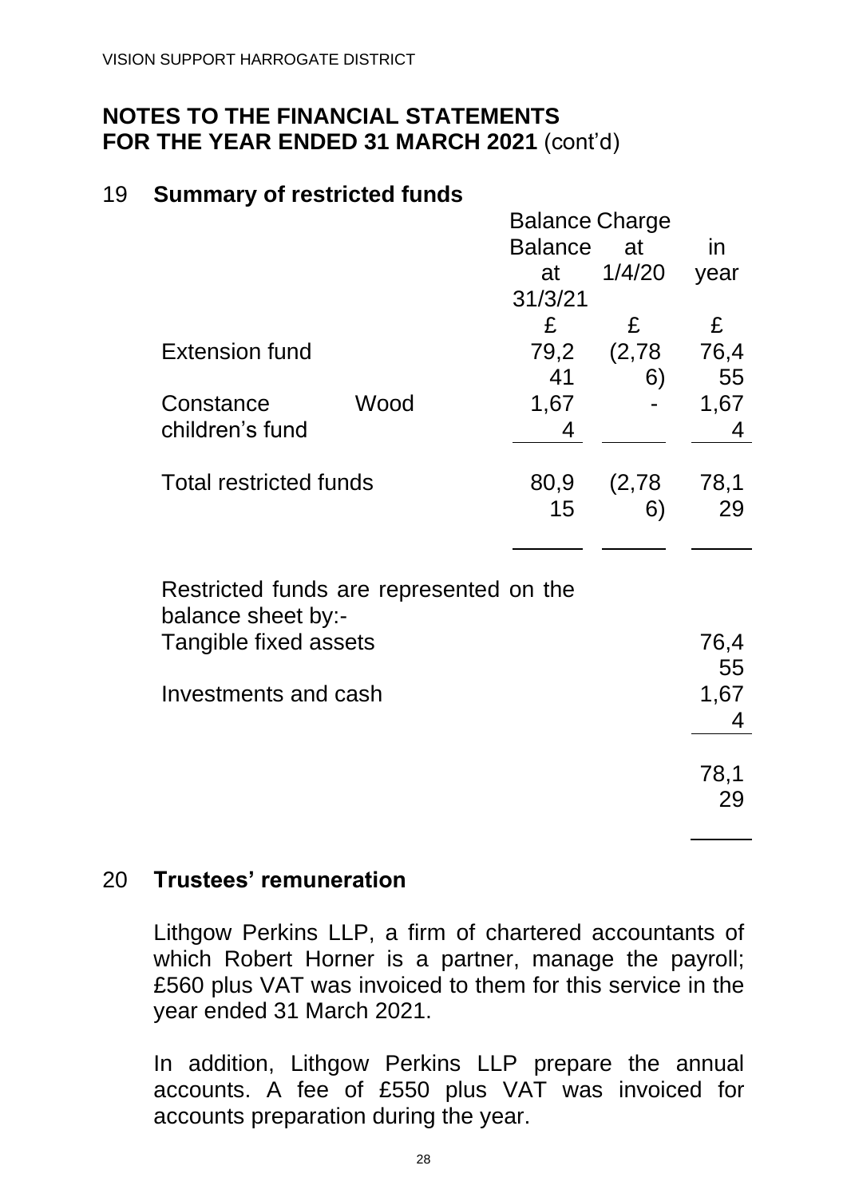## NOTES TO THE FINANCIAL STATEMENTS
## FOR THE YEAR ENDED 31 MARCH 2021 (cont'd)

### 19 Summary of restricted funds

| | Balance at 1/4/20 | Charge in year | Balance at 31/3/21 |
|---|---|---|---|
| | £ | £ | £ |
| Extension fund | 79,241 | (2,786) | 76,455 |
| Constance Wood children's fund | 1,674 | - | 1,674 |
| Total restricted funds | 80,915 | (2,786) | 78,129 |

Restricted funds are represented on the balance sheet by:-

| | |
|---|---|
| Tangible fixed assets | 76,455 |
| Investments and cash | 1,674 |
| | 78,129 |

### 20 Trustees' remuneration

Lithgow Perkins LLP, a firm of chartered accountants of which Robert Horner is a partner, manage the payroll; £560 plus VAT was invoiced to them for this service in the year ended 31 March 2021.

In addition, Lithgow Perkins LLP prepare the annual accounts. A fee of £550 plus VAT was invoiced for accounts preparation during the year.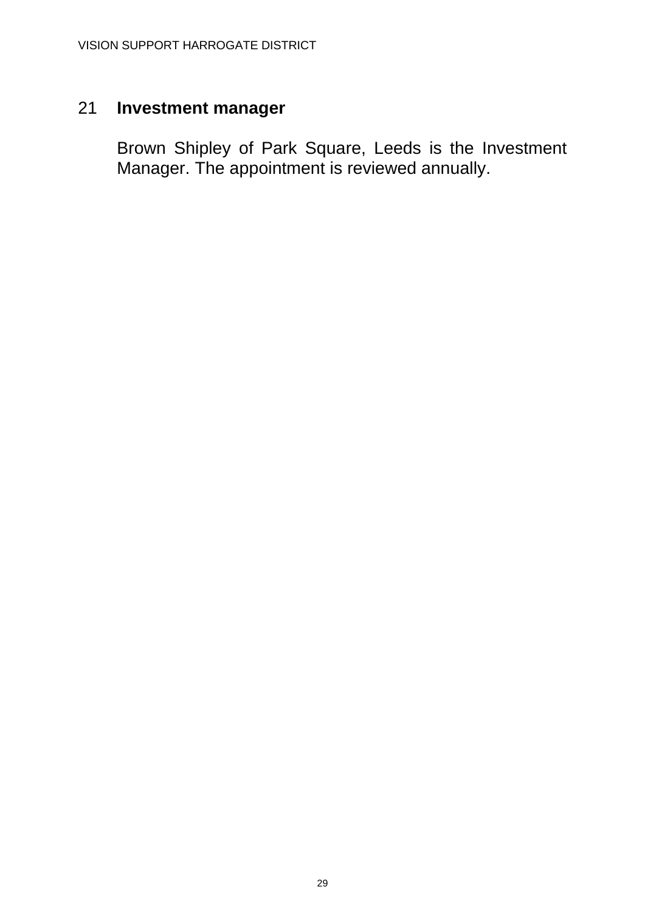## 21 Investment manager

Brown Shipley of Park Square, Leeds is the Investment Manager. The appointment is reviewed annually.